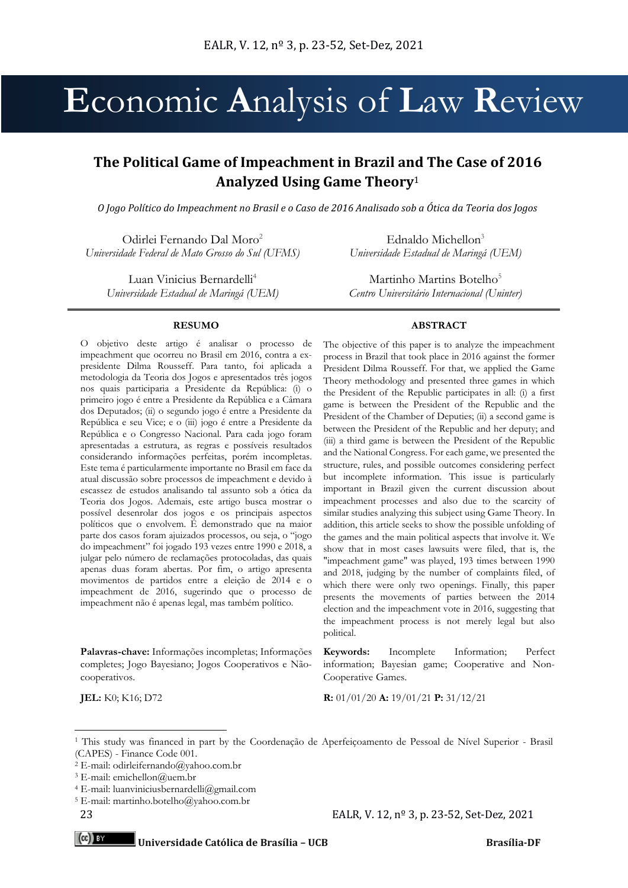# Economic Analysis of Law Review

## The Political Game of Impeachment in Brazil and The Case of 2016 Analyzed Using Game Theory[1]

*O Jogo Político do Impeachment no Brasil e o Caso de 2016 Analisado sob a Ótica da Teoria dos Jogos*

Odirlei Fernando Dal Moro[2]
*Universidade Federal de Mato Grosso do Sul (UFMS)*

Ednaldo Michellon[3]
*Universidade Estadual de Maringá (UEM)*

Luan Vinicius Bernardelli[4]
*Universidade Estadual de Maringá (UEM)*

Martinho Martins Botelho[5]
*Centro Universitário Internacional (Uninter)*

---

**RESUMO**

O objetivo deste artigo é analisar o processo de impeachment que ocorreu no Brasil em 2016, contra a ex-presidente Dilma Rousseff. Para tanto, foi aplicada a metodologia da Teoria dos Jogos e apresentados três jogos nos quais participaria a Presidente da República: (i) o primeiro jogo é entre a Presidente da República e a Câmara dos Deputados; (ii) o segundo jogo é entre a Presidente da República e seu Vice; e o (iii) jogo é entre a Presidente da República e o Congresso Nacional. Para cada jogo foram apresentadas a estrutura, as regras e possíveis resultados considerando informações perfeitas, porém incompletas. Este tema é particularmente importante no Brasil em face da atual discussão sobre processos de impeachment e devido à escassez de estudos analisando tal assunto sob a ótica da Teoria dos Jogos. Ademais, este artigo busca mostrar o possível desenrolar dos jogos e os principais aspectos políticos que o envolvem. É demonstrado que na maior parte dos casos foram ajuizados processos, ou seja, o "jogo do impeachment" foi jogado 193 vezes entre 1990 e 2018, a julgar pelo número de reclamações protocoladas, das quais apenas duas foram abertas. Por fim, o artigo apresenta movimentos de partidos entre a eleição de 2014 e o impeachment de 2016, sugerindo que o processo de impeachment não é apenas legal, mas também político.

**Palavras-chave:** Informações incompletas; Informações completas; Jogo Bayesiano; Jogos Cooperativos e Não-cooperativos.

**JEL:** K0; K16; D72

**ABSTRACT**

The objective of this paper is to analyze the impeachment process in Brazil that took place in 2016 against the former President Dilma Rousseff. For that, we applied the Game Theory methodology and presented three games in which the President of the Republic participates in all: (i) a first game is between the President of the Republic and the President of the Chamber of Deputies; (ii) a second game is between the President of the Republic and her deputy; and (iii) a third game is between the President of the Republic and the National Congress. For each game, we presented the structure, rules, and possible outcomes considering perfect but incomplete information. This issue is particularly important in Brazil given the current discussion about impeachment processes and also due to the scarcity of similar studies analyzing this subject using Game Theory. In addition, this article seeks to show the possible unfolding of the games and the main political aspects that involve it. We show that in most cases lawsuits were filed, that is, the "impeachment game" was played, 193 times between 1990 and 2018, judging by the number of complaints filed, of which there were only two openings. Finally, this paper presents the movements of parties between the 2014 election and the impeachment vote in 2016, suggesting that the impeachment process is not merely legal but also political.

**Keywords:** Incomplete Information; Perfect information; Bayesian game; Cooperative and Non-Cooperative Games.

**R:** 01/01/20 **A:** 19/01/21 **P:** 31/12/21

---

[1] This study was financed in part by the Coordenação de Aperfeiçoamento de Pessoal de Nível Superior - Brasil (CAPES) - Finance Code 001.

[2] E-mail: odirleifernando@yahoo.com.br

[3] E-mail: emichellon@uem.br

[4] E-mail: luanviniciusbernardelli@gmail.com

[5] E-mail: martinho.botelho@yahoo.com.br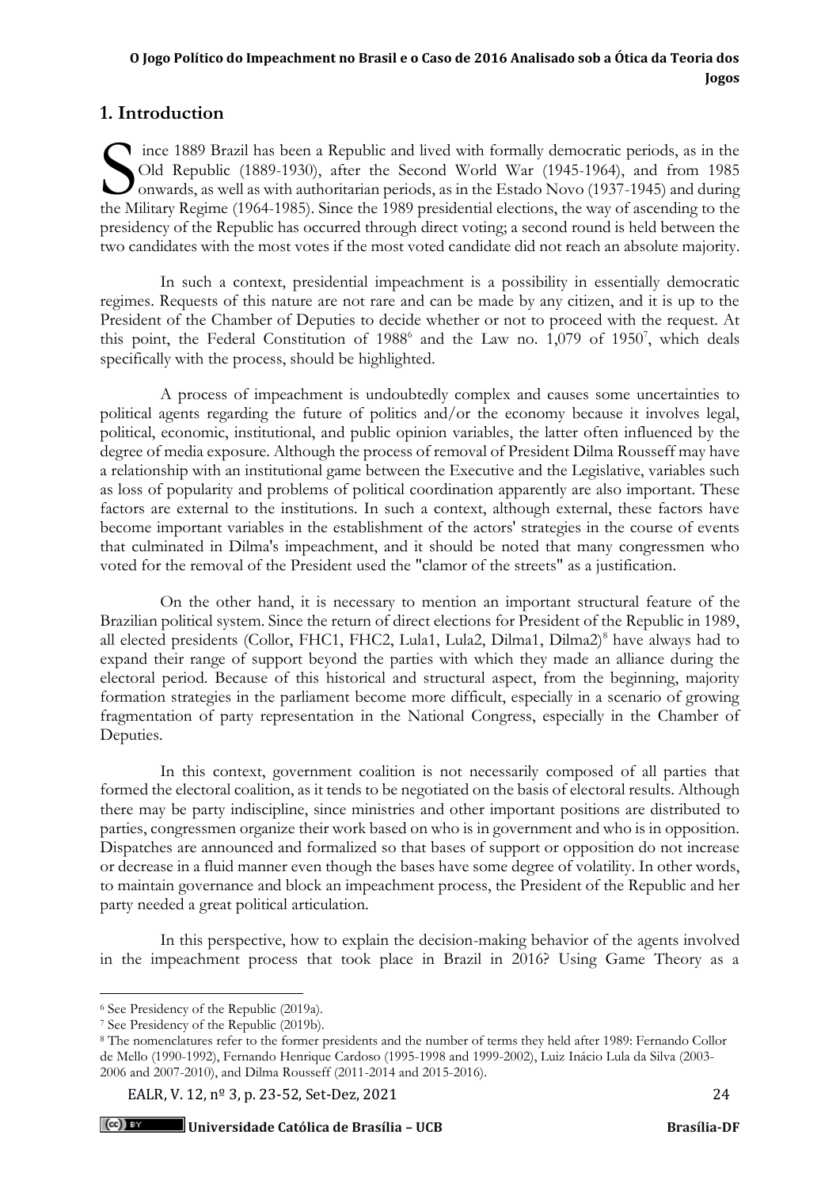## 1. Introduction

Since 1889 Brazil has been a Republic and lived with formally democratic periods, as in the Old Republic (1889-1930), after the Second World War (1945-1964), and from 1985 onwards, as well as with authoritarian periods, as in the Estado Novo (1937-1945) and during the Military Regime (1964-1985). Since the 1989 presidential elections, the way of ascending to the presidency of the Republic has occurred through direct voting; a second round is held between the two candidates with the most votes if the most voted candidate did not reach an absolute majority.

In such a context, presidential impeachment is a possibility in essentially democratic regimes. Requests of this nature are not rare and can be made by any citizen, and it is up to the President of the Chamber of Deputies to decide whether or not to proceed with the request. At this point, the Federal Constitution of 1988[6] and the Law no. 1,079 of 1950[7], which deals specifically with the process, should be highlighted.

A process of impeachment is undoubtedly complex and causes some uncertainties to political agents regarding the future of politics and/or the economy because it involves legal, political, economic, institutional, and public opinion variables, the latter often influenced by the degree of media exposure. Although the process of removal of President Dilma Rousseff may have a relationship with an institutional game between the Executive and the Legislative, variables such as loss of popularity and problems of political coordination apparently are also important. These factors are external to the institutions. In such a context, although external, these factors have become important variables in the establishment of the actors' strategies in the course of events that culminated in Dilma's impeachment, and it should be noted that many congressmen who voted for the removal of the President used the "clamor of the streets" as a justification.

On the other hand, it is necessary to mention an important structural feature of the Brazilian political system. Since the return of direct elections for President of the Republic in 1989, all elected presidents (Collor, FHC1, FHC2, Lula1, Lula2, Dilma1, Dilma2)[8] have always had to expand their range of support beyond the parties with which they made an alliance during the electoral period. Because of this historical and structural aspect, from the beginning, majority formation strategies in the parliament become more difficult, especially in a scenario of growing fragmentation of party representation in the National Congress, especially in the Chamber of Deputies.

In this context, government coalition is not necessarily composed of all parties that formed the electoral coalition, as it tends to be negotiated on the basis of electoral results. Although there may be party indiscipline, since ministries and other important positions are distributed to parties, congressmen organize their work based on who is in government and who is in opposition. Dispatches are announced and formalized so that bases of support or opposition do not increase or decrease in a fluid manner even though the bases have some degree of volatility. In other words, to maintain governance and block an impeachment process, the President of the Republic and her party needed a great political articulation.

In this perspective, how to explain the decision-making behavior of the agents involved in the impeachment process that took place in Brazil in 2016? Using Game Theory as a

---

[6] See Presidency of the Republic (2019a).

[7] See Presidency of the Republic (2019b).

[8] The nomenclatures refer to the former presidents and the number of terms they held after 1989: Fernando Collor de Mello (1990-1992), Fernando Henrique Cardoso (1995-1998 and 1999-2002), Luiz Inácio Lula da Silva (2003-2006 and 2007-2010), and Dilma Rousseff (2011-2014 and 2015-2016).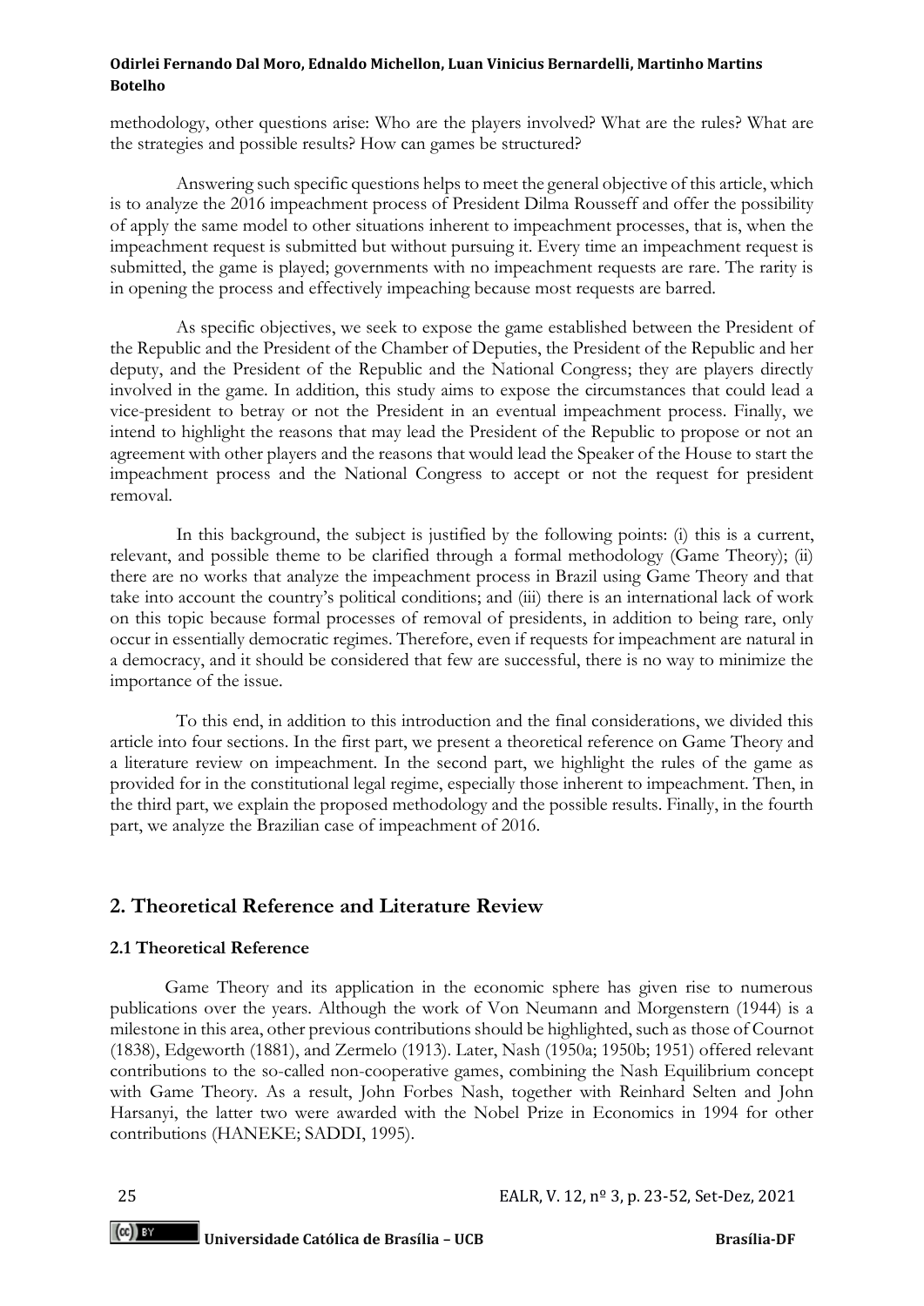methodology, other questions arise: Who are the players involved? What are the rules? What are the strategies and possible results? How can games be structured?

Answering such specific questions helps to meet the general objective of this article, which is to analyze the 2016 impeachment process of President Dilma Rousseff and offer the possibility of apply the same model to other situations inherent to impeachment processes, that is, when the impeachment request is submitted but without pursuing it. Every time an impeachment request is submitted, the game is played; governments with no impeachment requests are rare. The rarity is in opening the process and effectively impeaching because most requests are barred.

As specific objectives, we seek to expose the game established between the President of the Republic and the President of the Chamber of Deputies, the President of the Republic and her deputy, and the President of the Republic and the National Congress; they are players directly involved in the game. In addition, this study aims to expose the circumstances that could lead a vice-president to betray or not the President in an eventual impeachment process. Finally, we intend to highlight the reasons that may lead the President of the Republic to propose or not an agreement with other players and the reasons that would lead the Speaker of the House to start the impeachment process and the National Congress to accept or not the request for president removal.

In this background, the subject is justified by the following points: (i) this is a current, relevant, and possible theme to be clarified through a formal methodology (Game Theory); (ii) there are no works that analyze the impeachment process in Brazil using Game Theory and that take into account the country's political conditions; and (iii) there is an international lack of work on this topic because formal processes of removal of presidents, in addition to being rare, only occur in essentially democratic regimes. Therefore, even if requests for impeachment are natural in a democracy, and it should be considered that few are successful, there is no way to minimize the importance of the issue.

To this end, in addition to this introduction and the final considerations, we divided this article into four sections. In the first part, we present a theoretical reference on Game Theory and a literature review on impeachment. In the second part, we highlight the rules of the game as provided for in the constitutional legal regime, especially those inherent to impeachment. Then, in the third part, we explain the proposed methodology and the possible results. Finally, in the fourth part, we analyze the Brazilian case of impeachment of 2016.

## 2. Theoretical Reference and Literature Review

### 2.1 Theoretical Reference

Game Theory and its application in the economic sphere has given rise to numerous publications over the years. Although the work of Von Neumann and Morgenstern (1944) is a milestone in this area, other previous contributions should be highlighted, such as those of Cournot (1838), Edgeworth (1881), and Zermelo (1913). Later, Nash (1950a; 1950b; 1951) offered relevant contributions to the so-called non-cooperative games, combining the Nash Equilibrium concept with Game Theory. As a result, John Forbes Nash, together with Reinhard Selten and John Harsanyi, the latter two were awarded with the Nobel Prize in Economics in 1994 for other contributions (HANEKE; SADDI, 1995).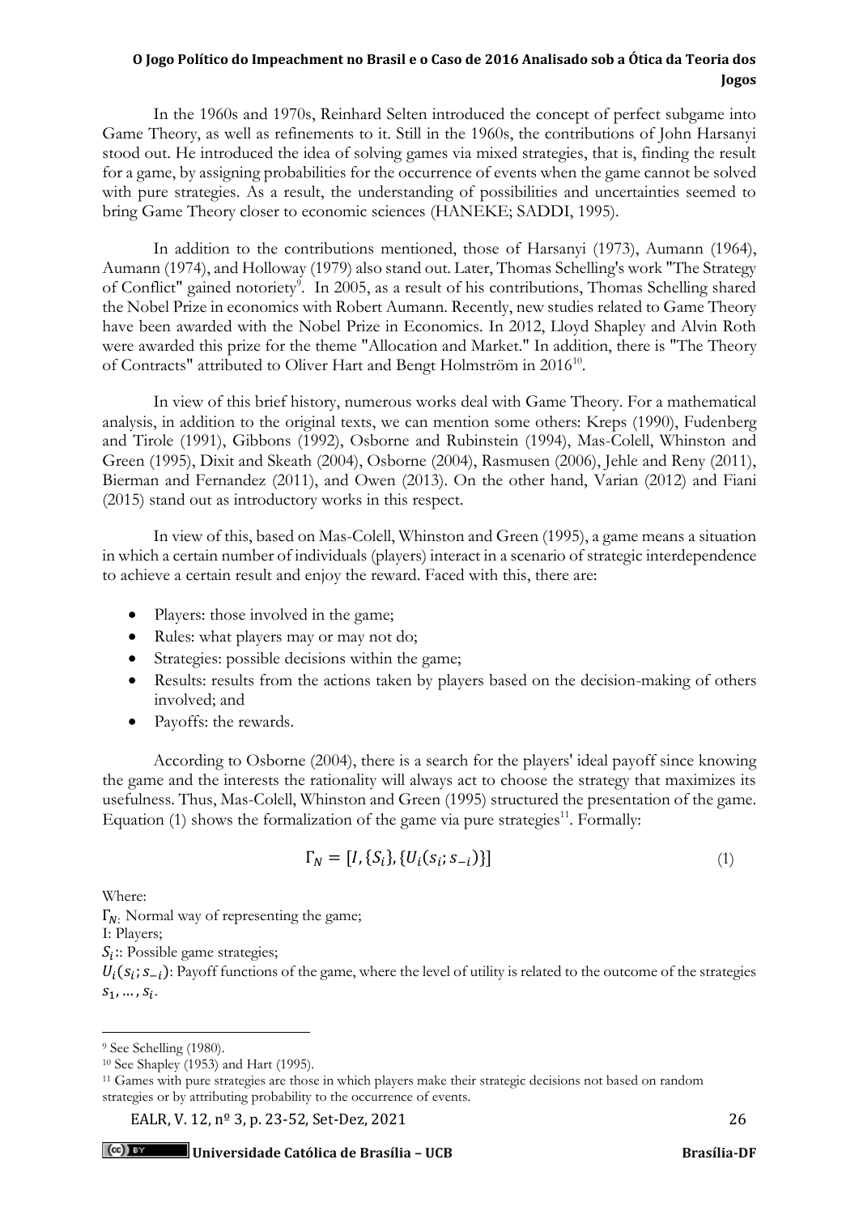In the 1960s and 1970s, Reinhard Selten introduced the concept of perfect subgame into Game Theory, as well as refinements to it. Still in the 1960s, the contributions of John Harsanyi stood out. He introduced the idea of solving games via mixed strategies, that is, finding the result for a game, by assigning probabilities for the occurrence of events when the game cannot be solved with pure strategies. As a result, the understanding of possibilities and uncertainties seemed to bring Game Theory closer to economic sciences (HANEKE; SADDI, 1995).

In addition to the contributions mentioned, those of Harsanyi (1973), Aumann (1964), Aumann (1974), and Holloway (1979) also stand out. Later, Thomas Schelling's work "The Strategy of Conflict" gained notoriety[9]. In 2005, as a result of his contributions, Thomas Schelling shared the Nobel Prize in economics with Robert Aumann. Recently, new studies related to Game Theory have been awarded with the Nobel Prize in Economics. In 2012, Lloyd Shapley and Alvin Roth were awarded this prize for the theme "Allocation and Market." In addition, there is "The Theory of Contracts" attributed to Oliver Hart and Bengt Holmström in 2016[10].

In view of this brief history, numerous works deal with Game Theory. For a mathematical analysis, in addition to the original texts, we can mention some others: Kreps (1990), Fudenberg and Tirole (1991), Gibbons (1992), Osborne and Rubinstein (1994), Mas-Colell, Whinston and Green (1995), Dixit and Skeath (2004), Osborne (2004), Rasmusen (2006), Jehle and Reny (2011), Bierman and Fernandez (2011), and Owen (2013). On the other hand, Varian (2012) and Fiani (2015) stand out as introductory works in this respect.

In view of this, based on Mas-Colell, Whinston and Green (1995), a game means a situation in which a certain number of individuals (players) interact in a scenario of strategic interdependence to achieve a certain result and enjoy the reward. Faced with this, there are:

- Players: those involved in the game;
- Rules: what players may or may not do;
- Strategies: possible decisions within the game;
- Results: results from the actions taken by players based on the decision-making of others involved; and
- Payoffs: the rewards.

According to Osborne (2004), there is a search for the players' ideal payoff since knowing the game and the interests the rationality will always act to choose the strategy that maximizes its usefulness. Thus, Mas-Colell, Whinston and Green (1995) structured the presentation of the game. Equation (1) shows the formalization of the game via pure strategies[11]. Formally:

$$\Gamma_N = [I, \{S_i\}, \{U_i(s_i; s_{-i})\}] \tag{1}$$

Where:

$\Gamma_N$: Normal way of representing the game;

I: Players;

$S_i$:: Possible game strategies;

$U_i(s_i; s_{-i})$: Payoff functions of the game, where the level of utility is related to the outcome of the strategies $s_1, \ldots, s_i$.

---

[9] See Schelling (1980).

[10] See Shapley (1953) and Hart (1995).

[11] Games with pure strategies are those in which players make their strategic decisions not based on random strategies or by attributing probability to the occurrence of events.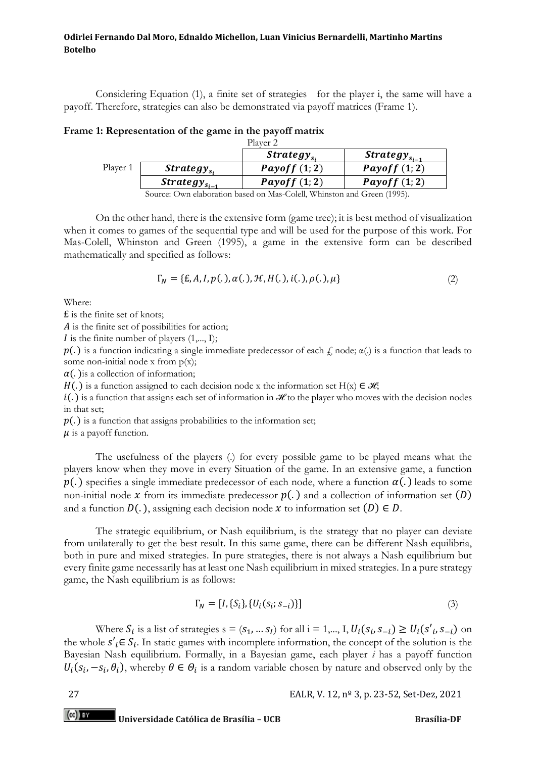Considering Equation (1), a finite set of strategies for the player i, the same will have a payoff. Therefore, strategies can also be demonstrated via payoff matrices (Frame 1).

**Frame 1: Representation of the game in the payoff matrix**

| | | Player 2 | |
|---|---|---|---|
| | | $\boldsymbol{Strategy_{s_i}}$ | $\boldsymbol{Strategy_{s_{i-1}}}$ |
| Player 1 | $\boldsymbol{Strategy_{s_i}}$ | $\boldsymbol{Payoff\ (1;2)}$ | $\boldsymbol{Payoff\ (1;2)}$ |
| | $\boldsymbol{Strategy_{s_{i-1}}}$ | $\boldsymbol{Payoff\ (1;2)}$ | $\boldsymbol{Payoff\ (1;2)}$ |

Source: Own elaboration based on Mas-Colell, Whinston and Green (1995).

On the other hand, there is the extensive form (game tree); it is best method of visualization when it comes to games of the sequential type and will be used for the purpose of this work. For Mas-Colell, Whinston and Green (1995), a game in the extensive form can be described mathematically and specified as follows:

$$\Gamma_N = \{\pounds, A, I, p(.), \alpha(.), \mathcal{H}, H(.), i(.), \rho(.), \mu\} \tag{2}$$

Where:

$\pounds$ is the finite set of knots;

$A$ is the finite set of possibilities for action;

$I$ is the finite number of players (1,..., I);

$p(.)$ is a function indicating a single immediate predecessor of each $\pounds$ node; α(.) is a function that leads to some non-initial node x from p(x);

$\alpha(.)$ is a collection of information;

$H(.)$ is a function assigned to each decision node x the information set H(x) ∈ $\mathscr{H}$;

$i(.)$ is a function that assigns each set of information in $\mathscr{H}$ to the player who moves with the decision nodes in that set;

$p(.)$ is a function that assigns probabilities to the information set;

$\mu$ is a payoff function.

The usefulness of the players (.) for every possible game to be played means what the players know when they move in every Situation of the game. In an extensive game, a function $p(.)$ specifies a single immediate predecessor of each node, where a function $\alpha(.)$ leads to some non-initial node $x$ from its immediate predecessor $p(.)$ and a collection of information set $(D)$ and a function $D(.)$, assigning each decision node $x$ to information set $(D) \in D$.

The strategic equilibrium, or Nash equilibrium, is the strategy that no player can deviate from unilaterally to get the best result. In this same game, there can be different Nash equilibria, both in pure and mixed strategies. In pure strategies, there is not always a Nash equilibrium but every finite game necessarily has at least one Nash equilibrium in mixed strategies. In a pure strategy game, the Nash equilibrium is as follows:

$$\Gamma_N = [I, \{S_i\}, \{U_i(s_i; s_{-i})\}] \tag{3}$$

Where $S_i$ is a list of strategies s = $(s_1, \ldots s_I)$ for all i = 1,..., I, $U_i(s_i, s_{-i}) \geq U_i(s'_i, s_{-i})$ on the whole $s'_i \in S_i$. In static games with incomplete information, the concept of the solution is the Bayesian Nash equilibrium. Formally, in a Bayesian game, each player *i* has a payoff function $U_i(s_i, -s_i, \theta_i)$, whereby $\theta \in \Theta_i$ is a random variable chosen by nature and observed only by the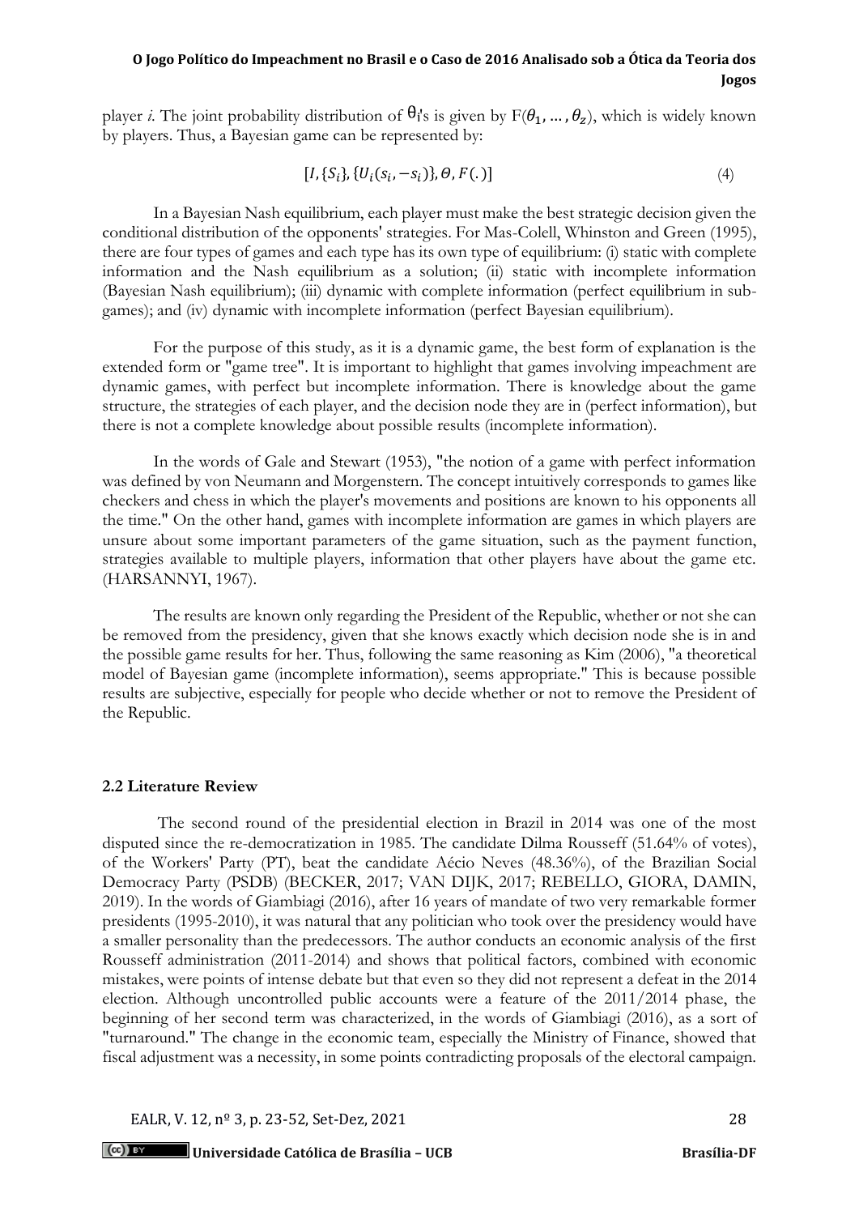player *i*. The joint probability distribution of $\theta_i$'s is given by $F(\theta_1, \ldots, \theta_z)$, which is widely known by players. Thus, a Bayesian game can be represented by:

$$[I, \{S_i\}, \{U_i(s_i, -s_i)\}, \Theta, F(.)] \tag{4}$$

In a Bayesian Nash equilibrium, each player must make the best strategic decision given the conditional distribution of the opponents' strategies. For Mas-Colell, Whinston and Green (1995), there are four types of games and each type has its own type of equilibrium: (i) static with complete information and the Nash equilibrium as a solution; (ii) static with incomplete information (Bayesian Nash equilibrium); (iii) dynamic with complete information (perfect equilibrium in sub-games); and (iv) dynamic with incomplete information (perfect Bayesian equilibrium).

For the purpose of this study, as it is a dynamic game, the best form of explanation is the extended form or "game tree". It is important to highlight that games involving impeachment are dynamic games, with perfect but incomplete information. There is knowledge about the game structure, the strategies of each player, and the decision node they are in (perfect information), but there is not a complete knowledge about possible results (incomplete information).

In the words of Gale and Stewart (1953), "the notion of a game with perfect information was defined by von Neumann and Morgenstern. The concept intuitively corresponds to games like checkers and chess in which the player's movements and positions are known to his opponents all the time." On the other hand, games with incomplete information are games in which players are unsure about some important parameters of the game situation, such as the payment function, strategies available to multiple players, information that other players have about the game etc. (HARSANNYI, 1967).

The results are known only regarding the President of the Republic, whether or not she can be removed from the presidency, given that she knows exactly which decision node she is in and the possible game results for her. Thus, following the same reasoning as Kim (2006), "a theoretical model of Bayesian game (incomplete information), seems appropriate." This is because possible results are subjective, especially for people who decide whether or not to remove the President of the Republic.

### 2.2 Literature Review

The second round of the presidential election in Brazil in 2014 was one of the most disputed since the re-democratization in 1985. The candidate Dilma Rousseff (51.64% of votes), of the Workers' Party (PT), beat the candidate Aécio Neves (48.36%), of the Brazilian Social Democracy Party (PSDB) (BECKER, 2017; VAN DIJK, 2017; REBELLO, GIORA, DAMIN, 2019). In the words of Giambiagi (2016), after 16 years of mandate of two very remarkable former presidents (1995-2010), it was natural that any politician who took over the presidency would have a smaller personality than the predecessors. The author conducts an economic analysis of the first Rousseff administration (2011-2014) and shows that political factors, combined with economic mistakes, were points of intense debate but that even so they did not represent a defeat in the 2014 election. Although uncontrolled public accounts were a feature of the 2011/2014 phase, the beginning of her second term was characterized, in the words of Giambiagi (2016), as a sort of "turnaround." The change in the economic team, especially the Ministry of Finance, showed that fiscal adjustment was a necessity, in some points contradicting proposals of the electoral campaign.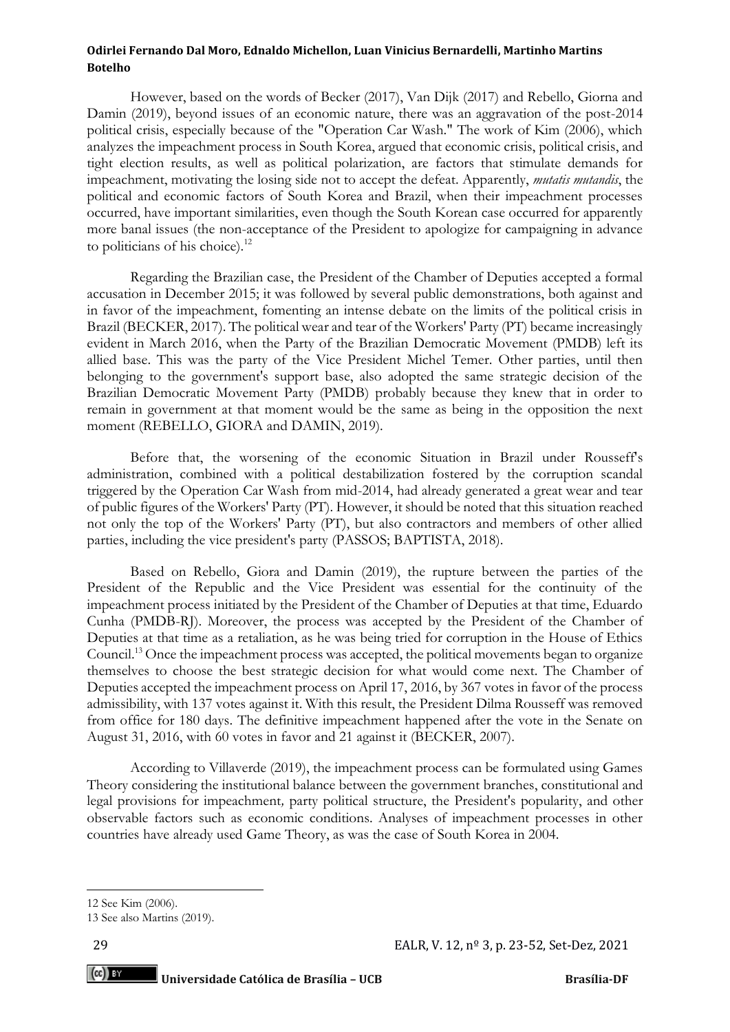However, based on the words of Becker (2017), Van Dijk (2017) and Rebello, Giorna and Damin (2019), beyond issues of an economic nature, there was an aggravation of the post-2014 political crisis, especially because of the "Operation Car Wash." The work of Kim (2006), which analyzes the impeachment process in South Korea, argued that economic crisis, political crisis, and tight election results, as well as political polarization, are factors that stimulate demands for impeachment, motivating the losing side not to accept the defeat. Apparently, *mutatis mutandis*, the political and economic factors of South Korea and Brazil, when their impeachment processes occurred, have important similarities, even though the South Korean case occurred for apparently more banal issues (the non-acceptance of the President to apologize for campaigning in advance to politicians of his choice).[12]

Regarding the Brazilian case, the President of the Chamber of Deputies accepted a formal accusation in December 2015; it was followed by several public demonstrations, both against and in favor of the impeachment, fomenting an intense debate on the limits of the political crisis in Brazil (BECKER, 2017). The political wear and tear of the Workers' Party (PT) became increasingly evident in March 2016, when the Party of the Brazilian Democratic Movement (PMDB) left its allied base. This was the party of the Vice President Michel Temer. Other parties, until then belonging to the government's support base, also adopted the same strategic decision of the Brazilian Democratic Movement Party (PMDB) probably because they knew that in order to remain in government at that moment would be the same as being in the opposition the next moment (REBELLO, GIORA and DAMIN, 2019).

Before that, the worsening of the economic Situation in Brazil under Rousseff's administration, combined with a political destabilization fostered by the corruption scandal triggered by the Operation Car Wash from mid-2014, had already generated a great wear and tear of public figures of the Workers' Party (PT). However, it should be noted that this situation reached not only the top of the Workers' Party (PT), but also contractors and members of other allied parties, including the vice president's party (PASSOS; BAPTISTA, 2018).

Based on Rebello, Giora and Damin (2019), the rupture between the parties of the President of the Republic and the Vice President was essential for the continuity of the impeachment process initiated by the President of the Chamber of Deputies at that time, Eduardo Cunha (PMDB-RJ). Moreover, the process was accepted by the President of the Chamber of Deputies at that time as a retaliation, as he was being tried for corruption in the House of Ethics Council.[13] Once the impeachment process was accepted, the political movements began to organize themselves to choose the best strategic decision for what would come next. The Chamber of Deputies accepted the impeachment process on April 17, 2016, by 367 votes in favor of the process admissibility, with 137 votes against it. With this result, the President Dilma Rousseff was removed from office for 180 days. The definitive impeachment happened after the vote in the Senate on August 31, 2016, with 60 votes in favor and 21 against it (BECKER, 2007).

According to Villaverde (2019), the impeachment process can be formulated using Games Theory considering the institutional balance between the government branches, constitutional and legal provisions for impeachment, party political structure, the President's popularity, and other observable factors such as economic conditions. Analyses of impeachment processes in other countries have already used Game Theory, as was the case of South Korea in 2004.

---

12 See Kim (2006).

13 See also Martins (2019).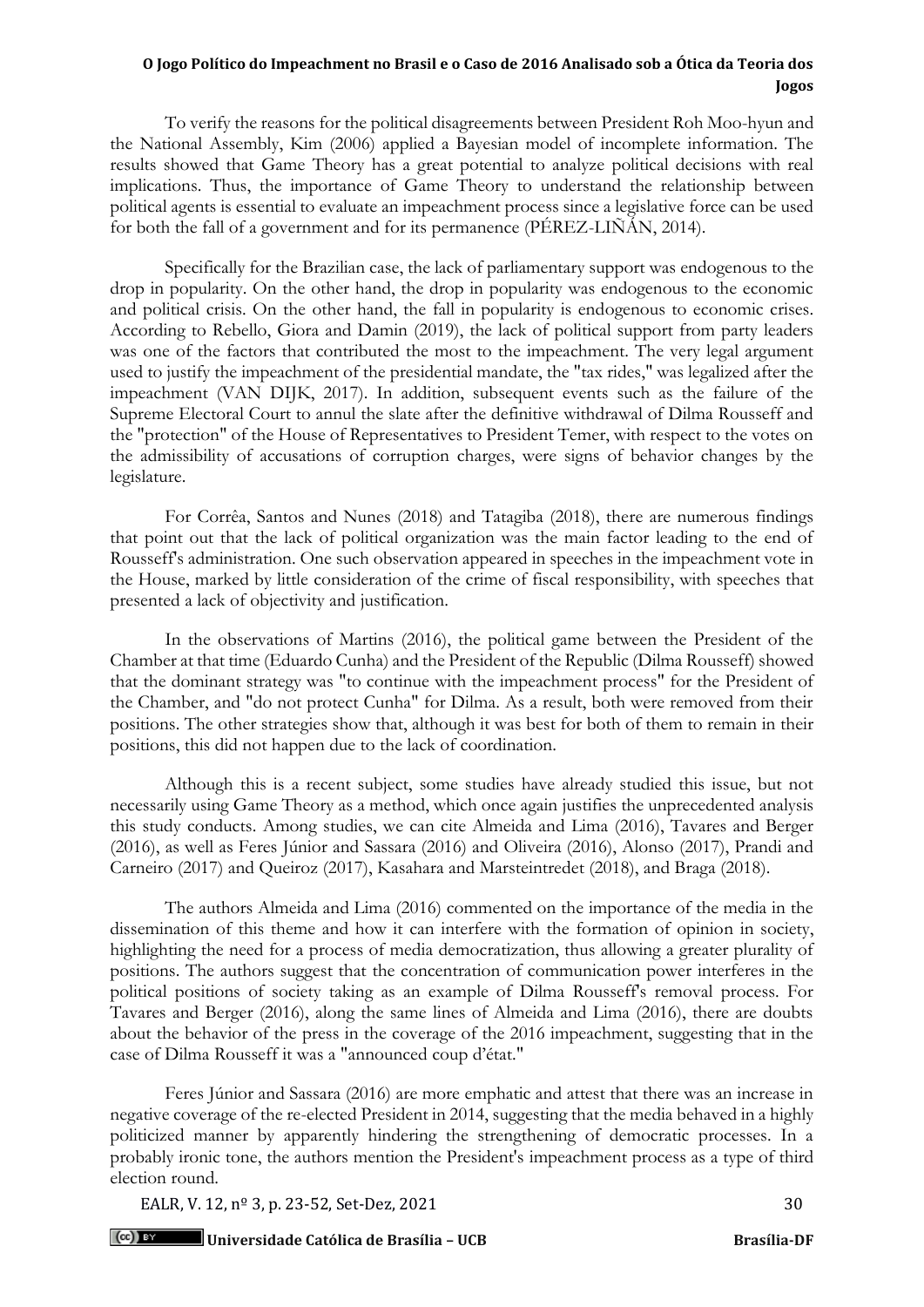To verify the reasons for the political disagreements between President Roh Moo-hyun and the National Assembly, Kim (2006) applied a Bayesian model of incomplete information. The results showed that Game Theory has a great potential to analyze political decisions with real implications. Thus, the importance of Game Theory to understand the relationship between political agents is essential to evaluate an impeachment process since a legislative force can be used for both the fall of a government and for its permanence (PÉREZ-LIÑÁN, 2014).

Specifically for the Brazilian case, the lack of parliamentary support was endogenous to the drop in popularity. On the other hand, the drop in popularity was endogenous to the economic and political crisis. On the other hand, the fall in popularity is endogenous to economic crises. According to Rebello, Giora and Damin (2019), the lack of political support from party leaders was one of the factors that contributed the most to the impeachment. The very legal argument used to justify the impeachment of the presidential mandate, the "tax rides," was legalized after the impeachment (VAN DIJK, 2017). In addition, subsequent events such as the failure of the Supreme Electoral Court to annul the slate after the definitive withdrawal of Dilma Rousseff and the "protection" of the House of Representatives to President Temer, with respect to the votes on the admissibility of accusations of corruption charges, were signs of behavior changes by the legislature.

For Corrêa, Santos and Nunes (2018) and Tatagiba (2018), there are numerous findings that point out that the lack of political organization was the main factor leading to the end of Rousseff's administration. One such observation appeared in speeches in the impeachment vote in the House, marked by little consideration of the crime of fiscal responsibility, with speeches that presented a lack of objectivity and justification.

In the observations of Martins (2016), the political game between the President of the Chamber at that time (Eduardo Cunha) and the President of the Republic (Dilma Rousseff) showed that the dominant strategy was "to continue with the impeachment process" for the President of the Chamber, and "do not protect Cunha" for Dilma. As a result, both were removed from their positions. The other strategies show that, although it was best for both of them to remain in their positions, this did not happen due to the lack of coordination.

Although this is a recent subject, some studies have already studied this issue, but not necessarily using Game Theory as a method, which once again justifies the unprecedented analysis this study conducts. Among studies, we can cite Almeida and Lima (2016), Tavares and Berger (2016), as well as Feres Júnior and Sassara (2016) and Oliveira (2016), Alonso (2017), Prandi and Carneiro (2017) and Queiroz (2017), Kasahara and Marsteintredet (2018), and Braga (2018).

The authors Almeida and Lima (2016) commented on the importance of the media in the dissemination of this theme and how it can interfere with the formation of opinion in society, highlighting the need for a process of media democratization, thus allowing a greater plurality of positions. The authors suggest that the concentration of communication power interferes in the political positions of society taking as an example of Dilma Rousseff's removal process. For Tavares and Berger (2016), along the same lines of Almeida and Lima (2016), there are doubts about the behavior of the press in the coverage of the 2016 impeachment, suggesting that in the case of Dilma Rousseff it was a "announced coup d'état."

Feres Júnior and Sassara (2016) are more emphatic and attest that there was an increase in negative coverage of the re-elected President in 2014, suggesting that the media behaved in a highly politicized manner by apparently hindering the strengthening of democratic processes. In a probably ironic tone, the authors mention the President's impeachment process as a type of third election round.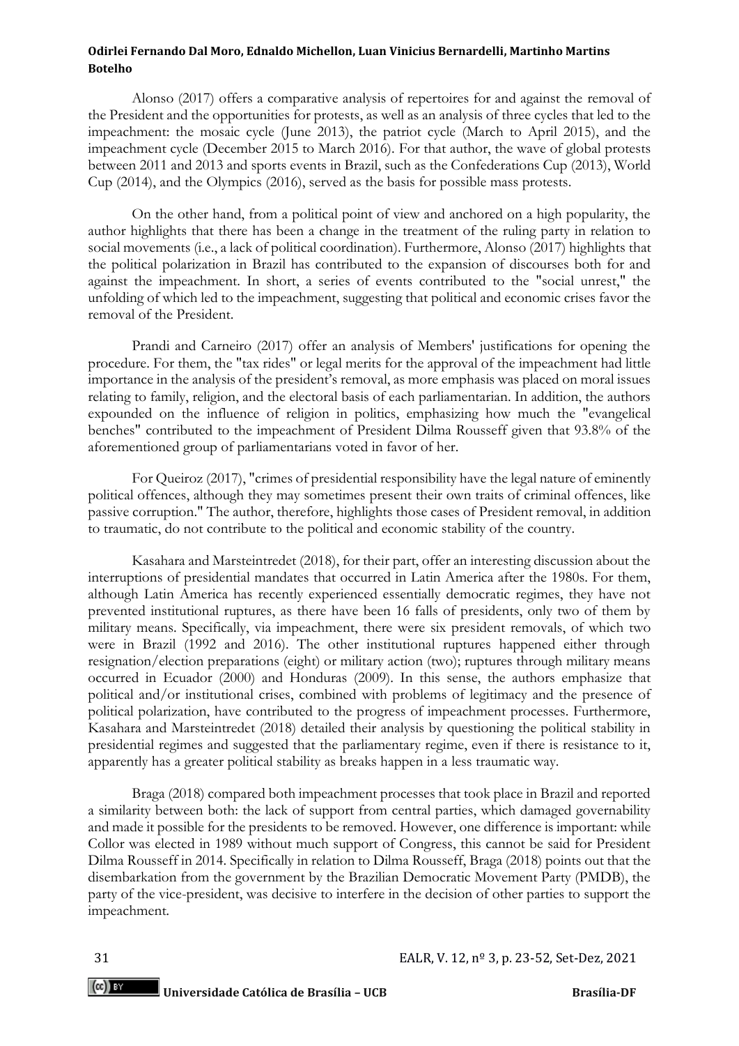Alonso (2017) offers a comparative analysis of repertoires for and against the removal of the President and the opportunities for protests, as well as an analysis of three cycles that led to the impeachment: the mosaic cycle (June 2013), the patriot cycle (March to April 2015), and the impeachment cycle (December 2015 to March 2016). For that author, the wave of global protests between 2011 and 2013 and sports events in Brazil, such as the Confederations Cup (2013), World Cup (2014), and the Olympics (2016), served as the basis for possible mass protests.

On the other hand, from a political point of view and anchored on a high popularity, the author highlights that there has been a change in the treatment of the ruling party in relation to social movements (i.e., a lack of political coordination). Furthermore, Alonso (2017) highlights that the political polarization in Brazil has contributed to the expansion of discourses both for and against the impeachment. In short, a series of events contributed to the "social unrest," the unfolding of which led to the impeachment, suggesting that political and economic crises favor the removal of the President.

Prandi and Carneiro (2017) offer an analysis of Members' justifications for opening the procedure. For them, the "tax rides" or legal merits for the approval of the impeachment had little importance in the analysis of the president's removal, as more emphasis was placed on moral issues relating to family, religion, and the electoral basis of each parliamentarian. In addition, the authors expounded on the influence of religion in politics, emphasizing how much the "evangelical benches" contributed to the impeachment of President Dilma Rousseff given that 93.8% of the aforementioned group of parliamentarians voted in favor of her.

For Queiroz (2017), "crimes of presidential responsibility have the legal nature of eminently political offences, although they may sometimes present their own traits of criminal offences, like passive corruption." The author, therefore, highlights those cases of President removal, in addition to traumatic, do not contribute to the political and economic stability of the country.

Kasahara and Marsteintredet (2018), for their part, offer an interesting discussion about the interruptions of presidential mandates that occurred in Latin America after the 1980s. For them, although Latin America has recently experienced essentially democratic regimes, they have not prevented institutional ruptures, as there have been 16 falls of presidents, only two of them by military means. Specifically, via impeachment, there were six president removals, of which two were in Brazil (1992 and 2016). The other institutional ruptures happened either through resignation/election preparations (eight) or military action (two); ruptures through military means occurred in Ecuador (2000) and Honduras (2009). In this sense, the authors emphasize that political and/or institutional crises, combined with problems of legitimacy and the presence of political polarization, have contributed to the progress of impeachment processes. Furthermore, Kasahara and Marsteintredet (2018) detailed their analysis by questioning the political stability in presidential regimes and suggested that the parliamentary regime, even if there is resistance to it, apparently has a greater political stability as breaks happen in a less traumatic way.

Braga (2018) compared both impeachment processes that took place in Brazil and reported a similarity between both: the lack of support from central parties, which damaged governability and made it possible for the presidents to be removed. However, one difference is important: while Collor was elected in 1989 without much support of Congress, this cannot be said for President Dilma Rousseff in 2014. Specifically in relation to Dilma Rousseff, Braga (2018) points out that the disembarkation from the government by the Brazilian Democratic Movement Party (PMDB), the party of the vice-president, was decisive to interfere in the decision of other parties to support the impeachment.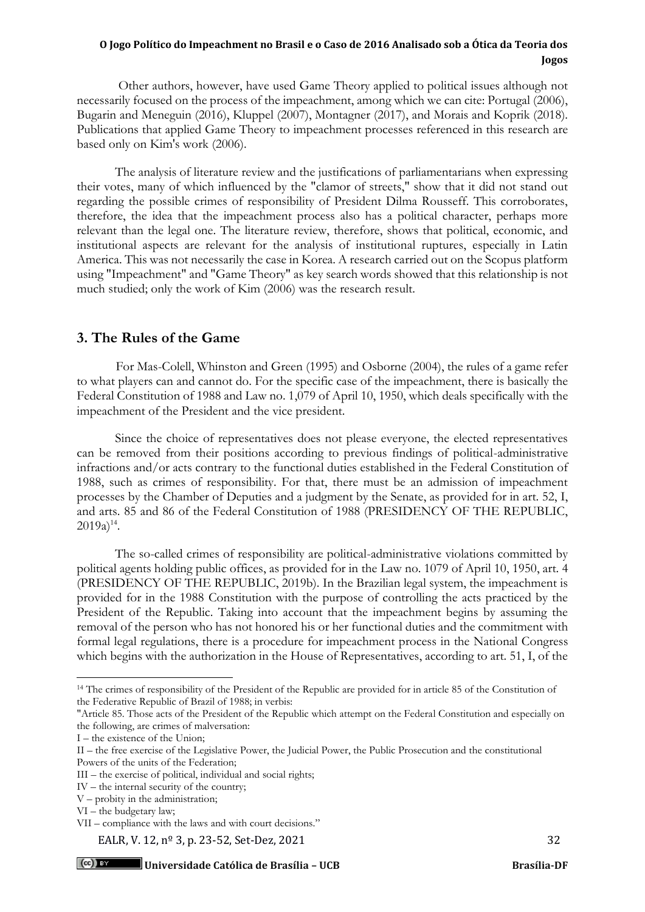Other authors, however, have used Game Theory applied to political issues although not necessarily focused on the process of the impeachment, among which we can cite: Portugal (2006), Bugarin and Meneguin (2016), Kluppel (2007), Montagner (2017), and Morais and Koprik (2018). Publications that applied Game Theory to impeachment processes referenced in this research are based only on Kim's work (2006).

The analysis of literature review and the justifications of parliamentarians when expressing their votes, many of which influenced by the "clamor of streets," show that it did not stand out regarding the possible crimes of responsibility of President Dilma Rousseff. This corroborates, therefore, the idea that the impeachment process also has a political character, perhaps more relevant than the legal one. The literature review, therefore, shows that political, economic, and institutional aspects are relevant for the analysis of institutional ruptures, especially in Latin America. This was not necessarily the case in Korea. A research carried out on the Scopus platform using "Impeachment" and "Game Theory" as key search words showed that this relationship is not much studied; only the work of Kim (2006) was the research result.

## 3. The Rules of the Game

For Mas-Colell, Whinston and Green (1995) and Osborne (2004), the rules of a game refer to what players can and cannot do. For the specific case of the impeachment, there is basically the Federal Constitution of 1988 and Law no. 1,079 of April 10, 1950, which deals specifically with the impeachment of the President and the vice president.

Since the choice of representatives does not please everyone, the elected representatives can be removed from their positions according to previous findings of political-administrative infractions and/or acts contrary to the functional duties established in the Federal Constitution of 1988, such as crimes of responsibility. For that, there must be an admission of impeachment processes by the Chamber of Deputies and a judgment by the Senate, as provided for in art. 52, I, and arts. 85 and 86 of the Federal Constitution of 1988 (PRESIDENCY OF THE REPUBLIC, 2019a)[14].

The so-called crimes of responsibility are political-administrative violations committed by political agents holding public offices, as provided for in the Law no. 1079 of April 10, 1950, art. 4 (PRESIDENCY OF THE REPUBLIC, 2019b). In the Brazilian legal system, the impeachment is provided for in the 1988 Constitution with the purpose of controlling the acts practiced by the President of the Republic. Taking into account that the impeachment begins by assuming the removal of the person who has not honored his or her functional duties and the commitment with formal legal regulations, there is a procedure for impeachment process in the National Congress which begins with the authorization in the House of Representatives, according to art. 51, I, of the

---

[14] The crimes of responsibility of the President of the Republic are provided for in article 85 of the Constitution of the Federative Republic of Brazil of 1988; in verbis:

"Article 85. Those acts of the President of the Republic which attempt on the Federal Constitution and especially on the following, are crimes of malversation:

I – the existence of the Union;

II – the free exercise of the Legislative Power, the Judicial Power, the Public Prosecution and the constitutional Powers of the units of the Federation;

III – the exercise of political, individual and social rights;

IV – the internal security of the country;

V – probity in the administration;

VI – the budgetary law;

VII – compliance with the laws and with court decisions."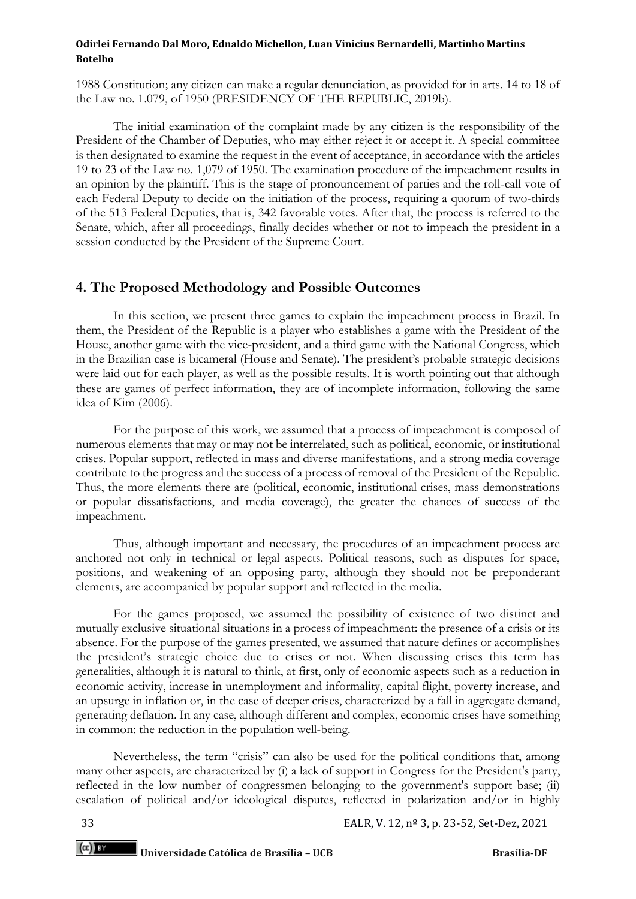1988 Constitution; any citizen can make a regular denunciation, as provided for in arts. 14 to 18 of the Law no. 1.079, of 1950 (PRESIDENCY OF THE REPUBLIC, 2019b).

The initial examination of the complaint made by any citizen is the responsibility of the President of the Chamber of Deputies, who may either reject it or accept it. A special committee is then designated to examine the request in the event of acceptance, in accordance with the articles 19 to 23 of the Law no. 1,079 of 1950. The examination procedure of the impeachment results in an opinion by the plaintiff. This is the stage of pronouncement of parties and the roll-call vote of each Federal Deputy to decide on the initiation of the process, requiring a quorum of two-thirds of the 513 Federal Deputies, that is, 342 favorable votes. After that, the process is referred to the Senate, which, after all proceedings, finally decides whether or not to impeach the president in a session conducted by the President of the Supreme Court.

## 4. The Proposed Methodology and Possible Outcomes

In this section, we present three games to explain the impeachment process in Brazil. In them, the President of the Republic is a player who establishes a game with the President of the House, another game with the vice-president, and a third game with the National Congress, which in the Brazilian case is bicameral (House and Senate). The president's probable strategic decisions were laid out for each player, as well as the possible results. It is worth pointing out that although these are games of perfect information, they are of incomplete information, following the same idea of Kim (2006).

For the purpose of this work, we assumed that a process of impeachment is composed of numerous elements that may or may not be interrelated, such as political, economic, or institutional crises. Popular support, reflected in mass and diverse manifestations, and a strong media coverage contribute to the progress and the success of a process of removal of the President of the Republic. Thus, the more elements there are (political, economic, institutional crises, mass demonstrations or popular dissatisfactions, and media coverage), the greater the chances of success of the impeachment.

Thus, although important and necessary, the procedures of an impeachment process are anchored not only in technical or legal aspects. Political reasons, such as disputes for space, positions, and weakening of an opposing party, although they should not be preponderant elements, are accompanied by popular support and reflected in the media.

For the games proposed, we assumed the possibility of existence of two distinct and mutually exclusive situational situations in a process of impeachment: the presence of a crisis or its absence. For the purpose of the games presented, we assumed that nature defines or accomplishes the president's strategic choice due to crises or not. When discussing crises this term has generalities, although it is natural to think, at first, only of economic aspects such as a reduction in economic activity, increase in unemployment and informality, capital flight, poverty increase, and an upsurge in inflation or, in the case of deeper crises, characterized by a fall in aggregate demand, generating deflation. In any case, although different and complex, economic crises have something in common: the reduction in the population well-being.

Nevertheless, the term "crisis" can also be used for the political conditions that, among many other aspects, are characterized by (i) a lack of support in Congress for the President's party, reflected in the low number of congressmen belonging to the government's support base; (ii) escalation of political and/or ideological disputes, reflected in polarization and/or in highly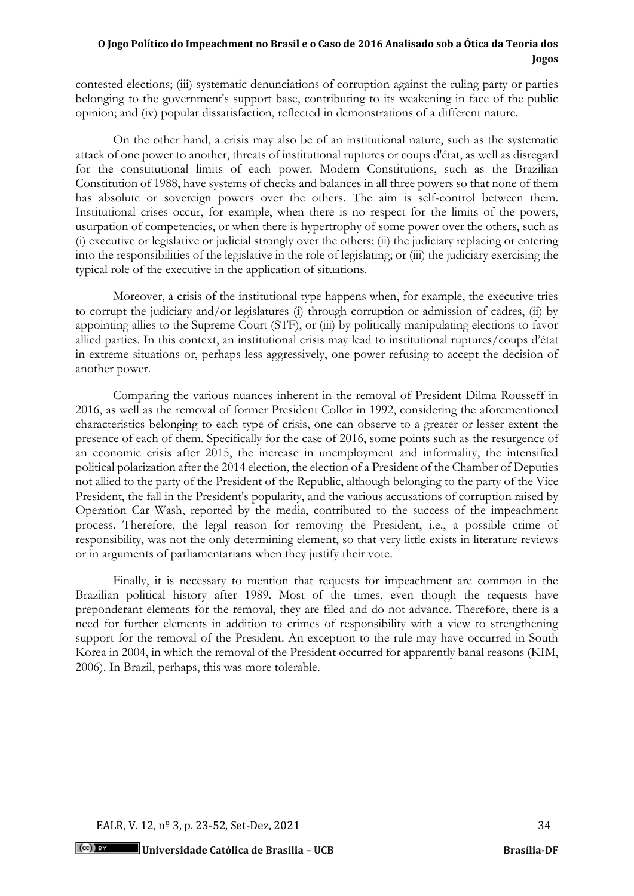contested elections; (iii) systematic denunciations of corruption against the ruling party or parties belonging to the government's support base, contributing to its weakening in face of the public opinion; and (iv) popular dissatisfaction, reflected in demonstrations of a different nature.

On the other hand, a crisis may also be of an institutional nature, such as the systematic attack of one power to another, threats of institutional ruptures or coups d'état, as well as disregard for the constitutional limits of each power. Modern Constitutions, such as the Brazilian Constitution of 1988, have systems of checks and balances in all three powers so that none of them has absolute or sovereign powers over the others. The aim is self-control between them. Institutional crises occur, for example, when there is no respect for the limits of the powers, usurpation of competencies, or when there is hypertrophy of some power over the others, such as (i) executive or legislative or judicial strongly over the others; (ii) the judiciary replacing or entering into the responsibilities of the legislative in the role of legislating; or (iii) the judiciary exercising the typical role of the executive in the application of situations.

Moreover, a crisis of the institutional type happens when, for example, the executive tries to corrupt the judiciary and/or legislatures (i) through corruption or admission of cadres, (ii) by appointing allies to the Supreme Court (STF), or (iii) by politically manipulating elections to favor allied parties. In this context, an institutional crisis may lead to institutional ruptures/coups d'état in extreme situations or, perhaps less aggressively, one power refusing to accept the decision of another power.

Comparing the various nuances inherent in the removal of President Dilma Rousseff in 2016, as well as the removal of former President Collor in 1992, considering the aforementioned characteristics belonging to each type of crisis, one can observe to a greater or lesser extent the presence of each of them. Specifically for the case of 2016, some points such as the resurgence of an economic crisis after 2015, the increase in unemployment and informality, the intensified political polarization after the 2014 election, the election of a President of the Chamber of Deputies not allied to the party of the President of the Republic, although belonging to the party of the Vice President, the fall in the President's popularity, and the various accusations of corruption raised by Operation Car Wash, reported by the media, contributed to the success of the impeachment process. Therefore, the legal reason for removing the President, i.e., a possible crime of responsibility, was not the only determining element, so that very little exists in literature reviews or in arguments of parliamentarians when they justify their vote.

Finally, it is necessary to mention that requests for impeachment are common in the Brazilian political history after 1989. Most of the times, even though the requests have preponderant elements for the removal, they are filed and do not advance. Therefore, there is a need for further elements in addition to crimes of responsibility with a view to strengthening support for the removal of the President. An exception to the rule may have occurred in South Korea in 2004, in which the removal of the President occurred for apparently banal reasons (KIM, 2006). In Brazil, perhaps, this was more tolerable.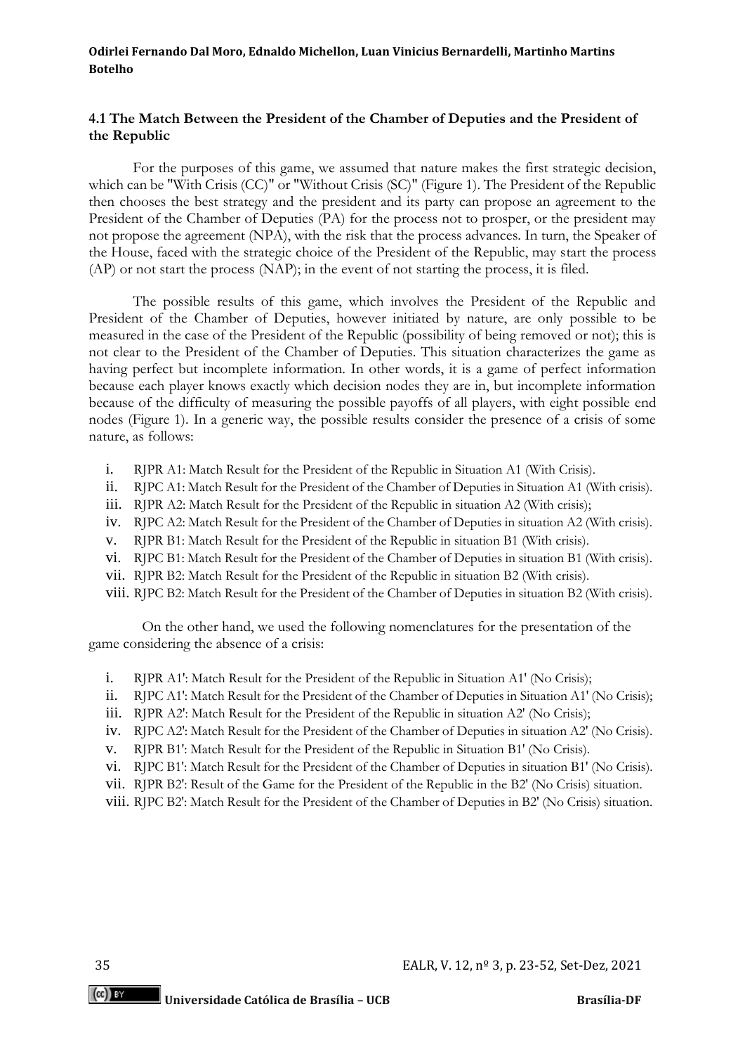### 4.1 The Match Between the President of the Chamber of Deputies and the President of the Republic

For the purposes of this game, we assumed that nature makes the first strategic decision, which can be "With Crisis (CC)" or "Without Crisis (SC)" (Figure 1). The President of the Republic then chooses the best strategy and the president and its party can propose an agreement to the President of the Chamber of Deputies (PA) for the process not to prosper, or the president may not propose the agreement (NPA), with the risk that the process advances. In turn, the Speaker of the House, faced with the strategic choice of the President of the Republic, may start the process (AP) or not start the process (NAP); in the event of not starting the process, it is filed.

The possible results of this game, which involves the President of the Republic and President of the Chamber of Deputies, however initiated by nature, are only possible to be measured in the case of the President of the Republic (possibility of being removed or not); this is not clear to the President of the Chamber of Deputies. This situation characterizes the game as having perfect but incomplete information. In other words, it is a game of perfect information because each player knows exactly which decision nodes they are in, but incomplete information because of the difficulty of measuring the possible payoffs of all players, with eight possible end nodes (Figure 1). In a generic way, the possible results consider the presence of a crisis of some nature, as follows:

i. RJPR A1: Match Result for the President of the Republic in Situation A1 (With Crisis).
ii. RJPC A1: Match Result for the President of the Chamber of Deputies in Situation A1 (With crisis).
iii. RJPR A2: Match Result for the President of the Republic in situation A2 (With crisis);
iv. RJPC A2: Match Result for the President of the Chamber of Deputies in situation A2 (With crisis).
v. RJPR B1: Match Result for the President of the Republic in situation B1 (With crisis).
vi. RJPC B1: Match Result for the President of the Chamber of Deputies in situation B1 (With crisis).
vii. RJPR B2: Match Result for the President of the Republic in situation B2 (With crisis).
viii. RJPC B2: Match Result for the President of the Chamber of Deputies in situation B2 (With crisis).

On the other hand, we used the following nomenclatures for the presentation of the game considering the absence of a crisis:

i. RJPR A1': Match Result for the President of the Republic in Situation A1' (No Crisis);
ii. RJPC A1': Match Result for the President of the Chamber of Deputies in Situation A1' (No Crisis);
iii. RJPR A2': Match Result for the President of the Republic in situation A2' (No Crisis);
iv. RJPC A2': Match Result for the President of the Chamber of Deputies in situation A2' (No Crisis).
v. RJPR B1': Match Result for the President of the Republic in Situation B1' (No Crisis).
vi. RJPC B1': Match Result for the President of the Chamber of Deputies in situation B1' (No Crisis).
vii. RJPR B2': Result of the Game for the President of the Republic in the B2' (No Crisis) situation.
viii. RJPC B2': Match Result for the President of the Chamber of Deputies in B2' (No Crisis) situation.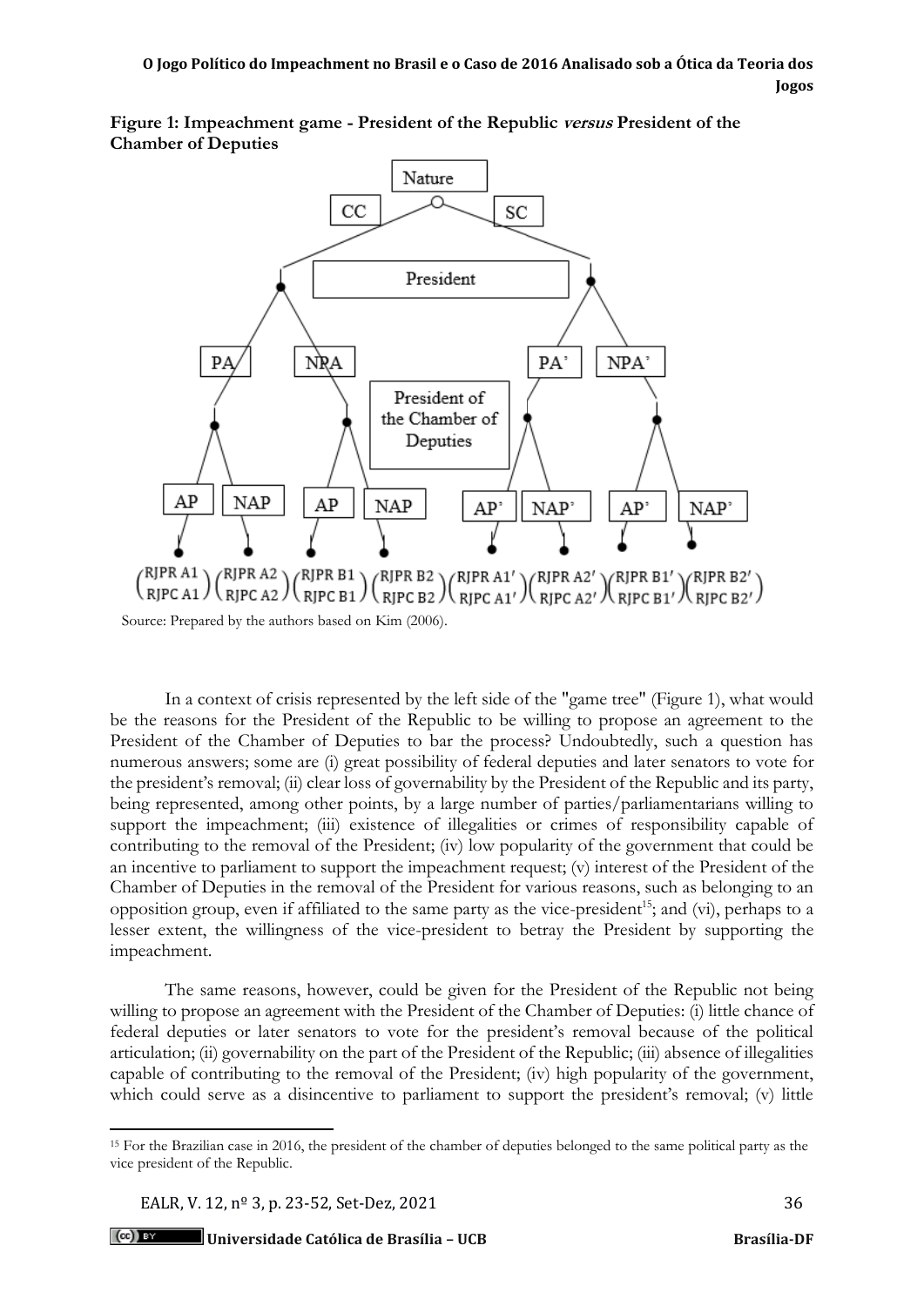**Figure 1: Impeachment game - President of the Republic *versus* President of the Chamber of Deputies**

Source: Prepared by the authors based on Kim (2006).

In a context of crisis represented by the left side of the "game tree" (Figure 1), what would be the reasons for the President of the Republic to be willing to propose an agreement to the President of the Chamber of Deputies to bar the process? Undoubtedly, such a question has numerous answers; some are (i) great possibility of federal deputies and later senators to vote for the president's removal; (ii) clear loss of governability by the President of the Republic and its party, being represented, among other points, by a large number of parties/parliamentarians willing to support the impeachment; (iii) existence of illegalities or crimes of responsibility capable of contributing to the removal of the President; (iv) low popularity of the government that could be an incentive to parliament to support the impeachment request; (v) interest of the President of the Chamber of Deputies in the removal of the President for various reasons, such as belonging to an opposition group, even if affiliated to the same party as the vice-president[15]; and (vi), perhaps to a lesser extent, the willingness of the vice-president to betray the President by supporting the impeachment.

The same reasons, however, could be given for the President of the Republic not being willing to propose an agreement with the President of the Chamber of Deputies: (i) little chance of federal deputies or later senators to vote for the president's removal because of the political articulation; (ii) governability on the part of the President of the Republic; (iii) absence of illegalities capable of contributing to the removal of the President; (iv) high popularity of the government, which could serve as a disincentive to parliament to support the president's removal; (v) little

[15] For the Brazilian case in 2016, the president of the chamber of deputies belonged to the same political party as the vice president of the Republic.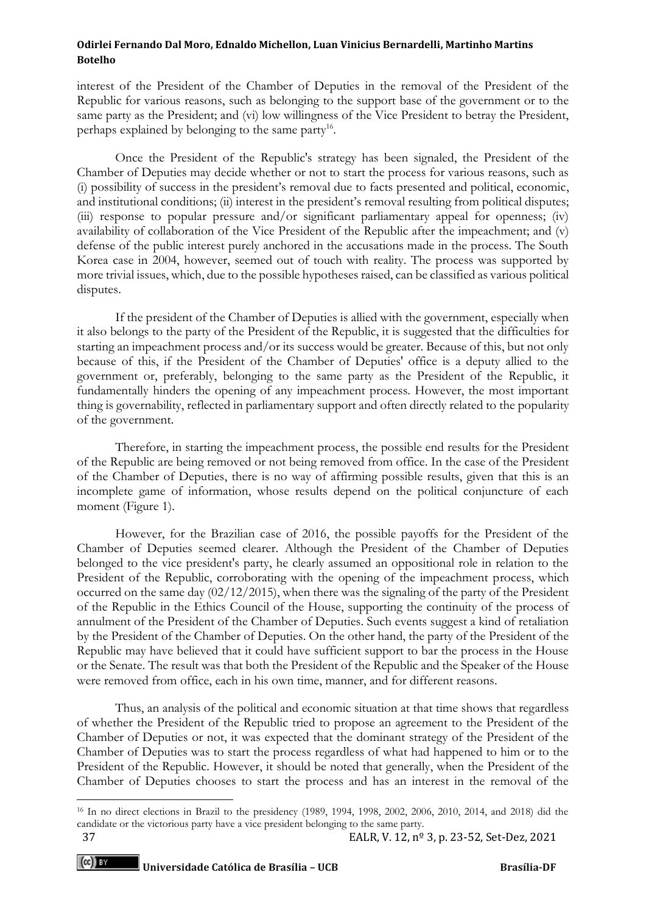interest of the President of the Chamber of Deputies in the removal of the President of the Republic for various reasons, such as belonging to the support base of the government or to the same party as the President; and (vi) low willingness of the Vice President to betray the President, perhaps explained by belonging to the same party[16].

Once the President of the Republic's strategy has been signaled, the President of the Chamber of Deputies may decide whether or not to start the process for various reasons, such as (i) possibility of success in the president's removal due to facts presented and political, economic, and institutional conditions; (ii) interest in the president's removal resulting from political disputes; (iii) response to popular pressure and/or significant parliamentary appeal for openness; (iv) availability of collaboration of the Vice President of the Republic after the impeachment; and (v) defense of the public interest purely anchored in the accusations made in the process. The South Korea case in 2004, however, seemed out of touch with reality. The process was supported by more trivial issues, which, due to the possible hypotheses raised, can be classified as various political disputes.

If the president of the Chamber of Deputies is allied with the government, especially when it also belongs to the party of the President of the Republic, it is suggested that the difficulties for starting an impeachment process and/or its success would be greater. Because of this, but not only because of this, if the President of the Chamber of Deputies' office is a deputy allied to the government or, preferably, belonging to the same party as the President of the Republic, it fundamentally hinders the opening of any impeachment process. However, the most important thing is governability, reflected in parliamentary support and often directly related to the popularity of the government.

Therefore, in starting the impeachment process, the possible end results for the President of the Republic are being removed or not being removed from office. In the case of the President of the Chamber of Deputies, there is no way of affirming possible results, given that this is an incomplete game of information, whose results depend on the political conjuncture of each moment (Figure 1).

However, for the Brazilian case of 2016, the possible payoffs for the President of the Chamber of Deputies seemed clearer. Although the President of the Chamber of Deputies belonged to the vice president's party, he clearly assumed an oppositional role in relation to the President of the Republic, corroborating with the opening of the impeachment process, which occurred on the same day (02/12/2015), when there was the signaling of the party of the President of the Republic in the Ethics Council of the House, supporting the continuity of the process of annulment of the President of the Chamber of Deputies. Such events suggest a kind of retaliation by the President of the Chamber of Deputies. On the other hand, the party of the President of the Republic may have believed that it could have sufficient support to bar the process in the House or the Senate. The result was that both the President of the Republic and the Speaker of the House were removed from office, each in his own time, manner, and for different reasons.

Thus, an analysis of the political and economic situation at that time shows that regardless of whether the President of the Republic tried to propose an agreement to the President of the Chamber of Deputies or not, it was expected that the dominant strategy of the President of the Chamber of Deputies was to start the process regardless of what had happened to him or to the President of the Republic. However, it should be noted that generally, when the President of the Chamber of Deputies chooses to start the process and has an interest in the removal of the

[16] In no direct elections in Brazil to the presidency (1989, 1994, 1998, 2002, 2006, 2010, 2014, and 2018) did the candidate or the victorious party have a vice president belonging to the same party.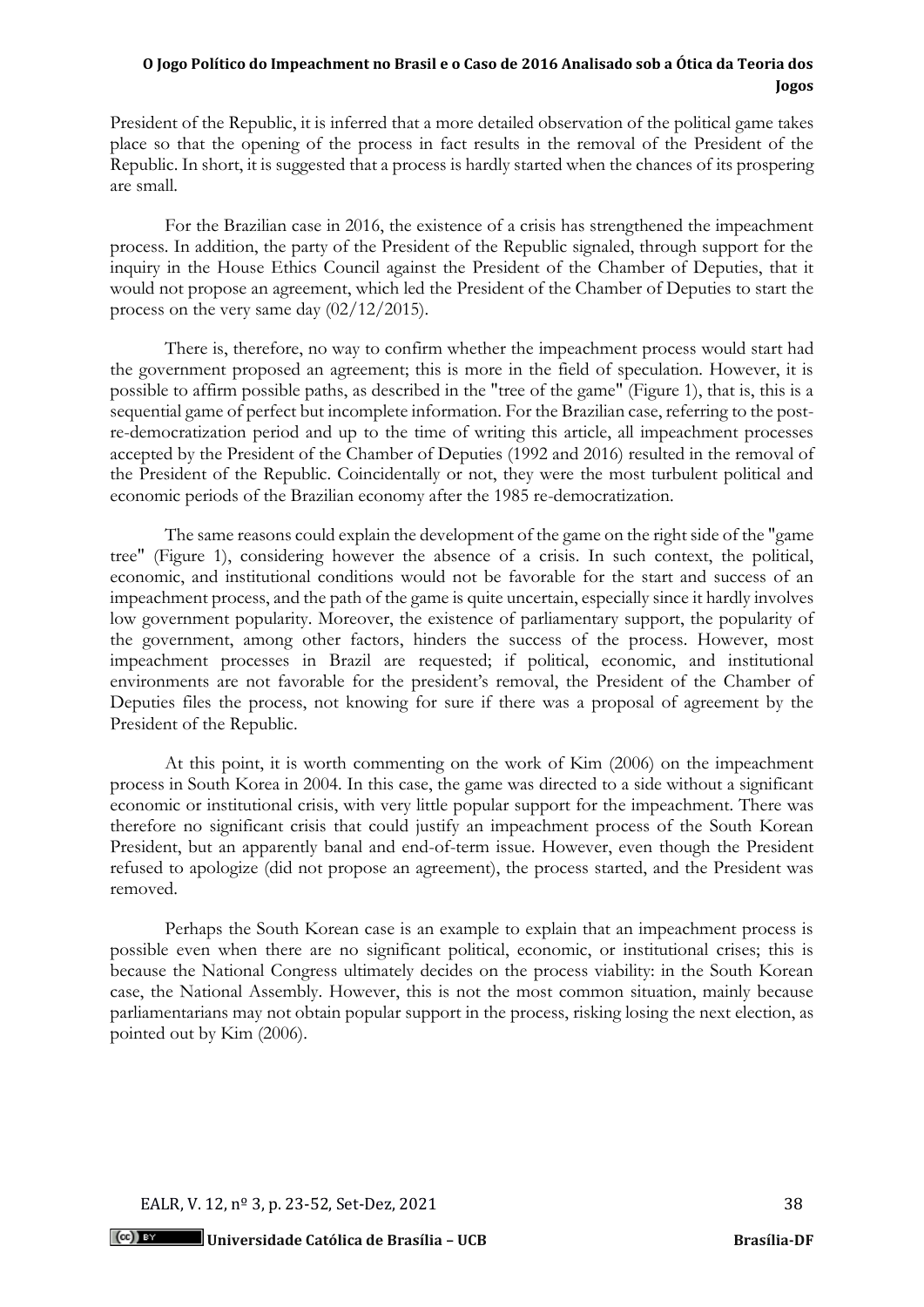President of the Republic, it is inferred that a more detailed observation of the political game takes place so that the opening of the process in fact results in the removal of the President of the Republic. In short, it is suggested that a process is hardly started when the chances of its prospering are small.

For the Brazilian case in 2016, the existence of a crisis has strengthened the impeachment process. In addition, the party of the President of the Republic signaled, through support for the inquiry in the House Ethics Council against the President of the Chamber of Deputies, that it would not propose an agreement, which led the President of the Chamber of Deputies to start the process on the very same day (02/12/2015).

There is, therefore, no way to confirm whether the impeachment process would start had the government proposed an agreement; this is more in the field of speculation. However, it is possible to affirm possible paths, as described in the "tree of the game" (Figure 1), that is, this is a sequential game of perfect but incomplete information. For the Brazilian case, referring to the post-re-democratization period and up to the time of writing this article, all impeachment processes accepted by the President of the Chamber of Deputies (1992 and 2016) resulted in the removal of the President of the Republic. Coincidentally or not, they were the most turbulent political and economic periods of the Brazilian economy after the 1985 re-democratization.

The same reasons could explain the development of the game on the right side of the "game tree" (Figure 1), considering however the absence of a crisis. In such context, the political, economic, and institutional conditions would not be favorable for the start and success of an impeachment process, and the path of the game is quite uncertain, especially since it hardly involves low government popularity. Moreover, the existence of parliamentary support, the popularity of the government, among other factors, hinders the success of the process. However, most impeachment processes in Brazil are requested; if political, economic, and institutional environments are not favorable for the president's removal, the President of the Chamber of Deputies files the process, not knowing for sure if there was a proposal of agreement by the President of the Republic.

At this point, it is worth commenting on the work of Kim (2006) on the impeachment process in South Korea in 2004. In this case, the game was directed to a side without a significant economic or institutional crisis, with very little popular support for the impeachment. There was therefore no significant crisis that could justify an impeachment process of the South Korean President, but an apparently banal and end-of-term issue. However, even though the President refused to apologize (did not propose an agreement), the process started, and the President was removed.

Perhaps the South Korean case is an example to explain that an impeachment process is possible even when there are no significant political, economic, or institutional crises; this is because the National Congress ultimately decides on the process viability: in the South Korean case, the National Assembly. However, this is not the most common situation, mainly because parliamentarians may not obtain popular support in the process, risking losing the next election, as pointed out by Kim (2006).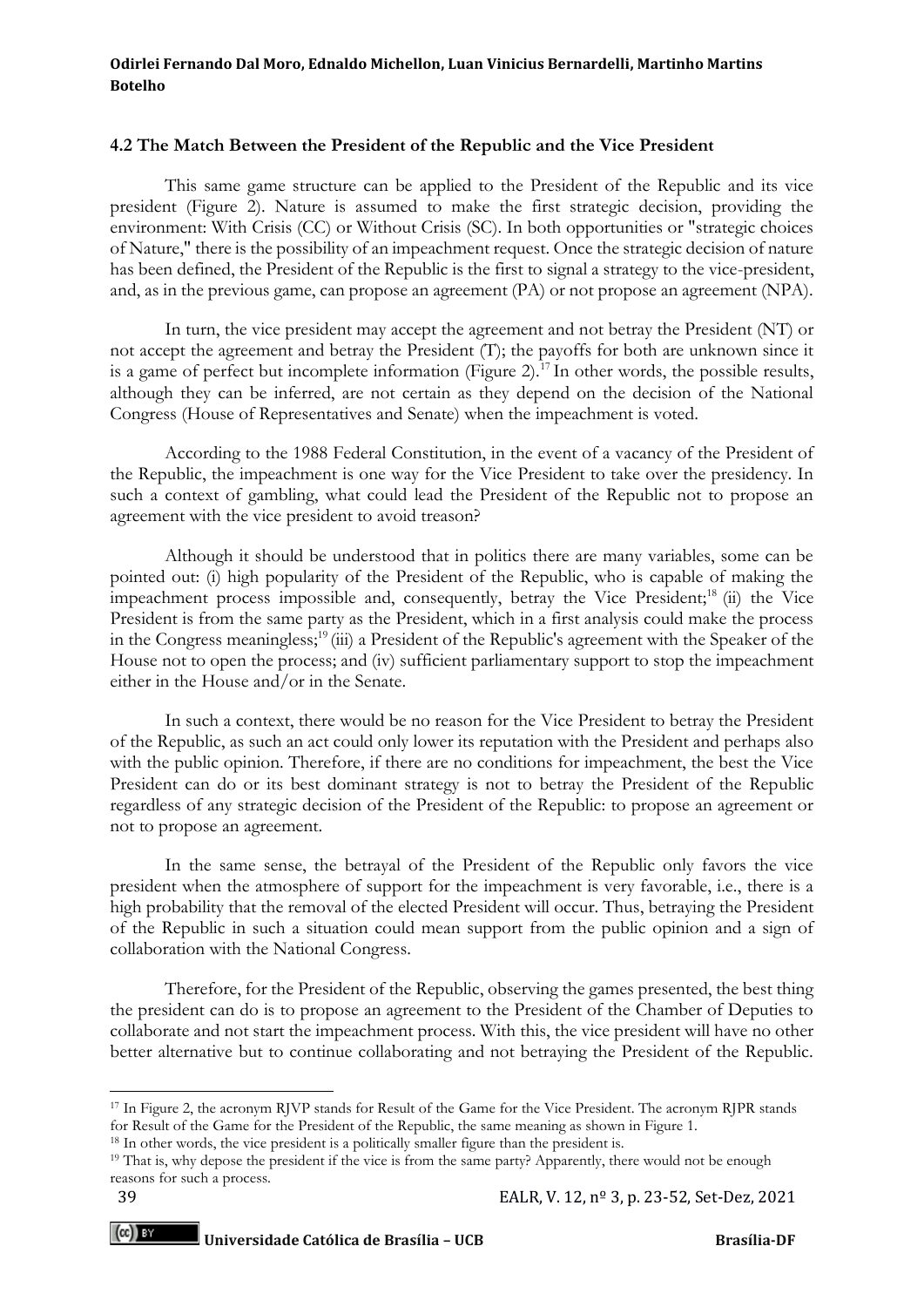### 4.2 The Match Between the President of the Republic and the Vice President

This same game structure can be applied to the President of the Republic and its vice president (Figure 2). Nature is assumed to make the first strategic decision, providing the environment: With Crisis (CC) or Without Crisis (SC). In both opportunities or "strategic choices of Nature," there is the possibility of an impeachment request. Once the strategic decision of nature has been defined, the President of the Republic is the first to signal a strategy to the vice-president, and, as in the previous game, can propose an agreement (PA) or not propose an agreement (NPA).

In turn, the vice president may accept the agreement and not betray the President (NT) or not accept the agreement and betray the President (T); the payoffs for both are unknown since it is a game of perfect but incomplete information (Figure 2).[17] In other words, the possible results, although they can be inferred, are not certain as they depend on the decision of the National Congress (House of Representatives and Senate) when the impeachment is voted.

According to the 1988 Federal Constitution, in the event of a vacancy of the President of the Republic, the impeachment is one way for the Vice President to take over the presidency. In such a context of gambling, what could lead the President of the Republic not to propose an agreement with the vice president to avoid treason?

Although it should be understood that in politics there are many variables, some can be pointed out: (i) high popularity of the President of the Republic, who is capable of making the impeachment process impossible and, consequently, betray the Vice President;[18] (ii) the Vice President is from the same party as the President, which in a first analysis could make the process in the Congress meaningless;[19] (iii) a President of the Republic's agreement with the Speaker of the House not to open the process; and (iv) sufficient parliamentary support to stop the impeachment either in the House and/or in the Senate.

In such a context, there would be no reason for the Vice President to betray the President of the Republic, as such an act could only lower its reputation with the President and perhaps also with the public opinion. Therefore, if there are no conditions for impeachment, the best the Vice President can do or its best dominant strategy is not to betray the President of the Republic regardless of any strategic decision of the President of the Republic: to propose an agreement or not to propose an agreement.

In the same sense, the betrayal of the President of the Republic only favors the vice president when the atmosphere of support for the impeachment is very favorable, i.e., there is a high probability that the removal of the elected President will occur. Thus, betraying the President of the Republic in such a situation could mean support from the public opinion and a sign of collaboration with the National Congress.

Therefore, for the President of the Republic, observing the games presented, the best thing the president can do is to propose an agreement to the President of the Chamber of Deputies to collaborate and not start the impeachment process. With this, the vice president will have no other better alternative but to continue collaborating and not betraying the President of the Republic.

---

[17] In Figure 2, the acronym RJVP stands for Result of the Game for the Vice President. The acronym RJPR stands for Result of the Game for the President of the Republic, the same meaning as shown in Figure 1.

[18] In other words, the vice president is a politically smaller figure than the president is.

[19] That is, why depose the president if the vice is from the same party? Apparently, there would not be enough reasons for such a process.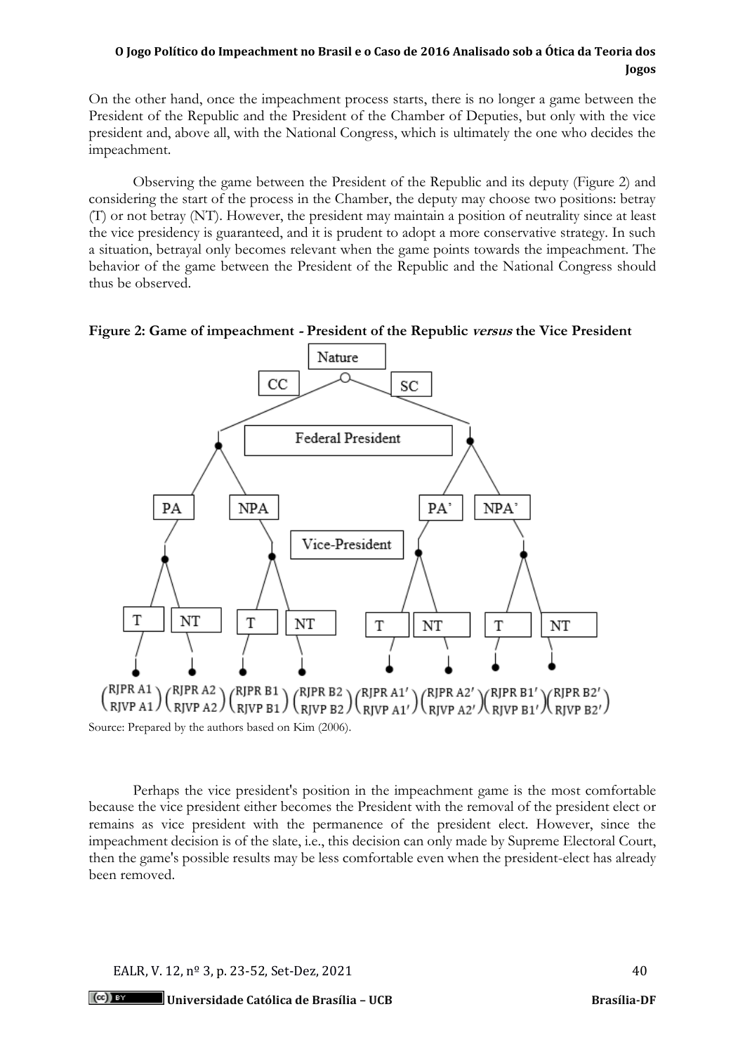On the other hand, once the impeachment process starts, there is no longer a game between the President of the Republic and the President of the Chamber of Deputies, but only with the vice president and, above all, with the National Congress, which is ultimately the one who decides the impeachment.

Observing the game between the President of the Republic and its deputy (Figure 2) and considering the start of the process in the Chamber, the deputy may choose two positions: betray (T) or not betray (NT). However, the president may maintain a position of neutrality since at least the vice presidency is guaranteed, and it is prudent to adopt a more conservative strategy. In such a situation, betrayal only becomes relevant when the game points towards the impeachment. The behavior of the game between the President of the Republic and the National Congress should thus be observed.

**Figure 2: Game of impeachment - President of the Republic *versus* the Vice President**

Source: Prepared by the authors based on Kim (2006).

Perhaps the vice president's position in the impeachment game is the most comfortable because the vice president either becomes the President with the removal of the president elect or remains as vice president with the permanence of the president elect. However, since the impeachment decision is of the slate, i.e., this decision can only made by Supreme Electoral Court, then the game's possible results may be less comfortable even when the president-elect has already been removed.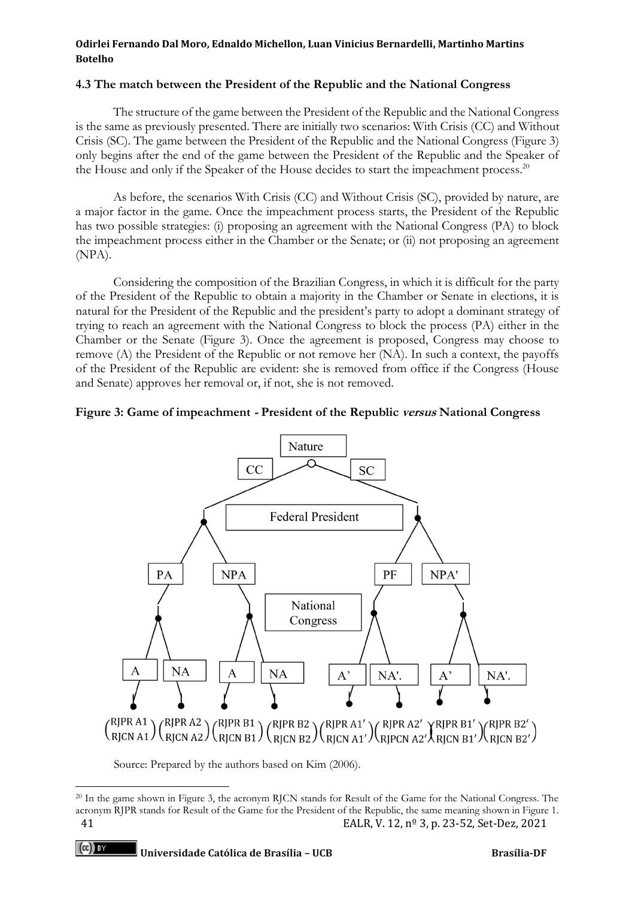### 4.3 The match between the President of the Republic and the National Congress

The structure of the game between the President of the Republic and the National Congress is the same as previously presented. There are initially two scenarios: With Crisis (CC) and Without Crisis (SC). The game between the President of the Republic and the National Congress (Figure 3) only begins after the end of the game between the President of the Republic and the Speaker of the House and only if the Speaker of the House decides to start the impeachment process.[20]

As before, the scenarios With Crisis (CC) and Without Crisis (SC), provided by nature, are a major factor in the game. Once the impeachment process starts, the President of the Republic has two possible strategies: (i) proposing an agreement with the National Congress (PA) to block the impeachment process either in the Chamber or the Senate; or (ii) not proposing an agreement (NPA).

Considering the composition of the Brazilian Congress, in which it is difficult for the party of the President of the Republic to obtain a majority in the Chamber or Senate in elections, it is natural for the President of the Republic and the president's party to adopt a dominant strategy of trying to reach an agreement with the National Congress to block the process (PA) either in the Chamber or the Senate (Figure 3). Once the agreement is proposed, Congress may choose to remove (A) the President of the Republic or not remove her (NA). In such a context, the payoffs of the President of the Republic are evident: she is removed from office if the Congress (House and Senate) approves her removal or, if not, she is not removed.

**Figure 3: Game of impeachment - President of the Republic *versus* National Congress**

Nature; CC; SC; Federal President; PA; NPA; PF; NPA'; National Congress; A; NA; A; NA; A'; NA'.; A'; NA'.

$\binom{\text{RJPR A1}}{\text{RJCN A1}}\binom{\text{RJPR A2}}{\text{RJCN A2}}\binom{\text{RJPR B1}}{\text{RJCN B1}}\binom{\text{RJPR B2}}{\text{RJCN B2}}\binom{\text{RJPR A1}'}{\text{RJCN A1}'}\binom{\text{RJPR A2}'}{\text{RJPCN A2}'}\binom{\text{RJPR B1}'}{\text{RJCN B1}'}\binom{\text{RJPR B2}'}{\text{RJCN B2}'}$

Source: Prepared by the authors based on Kim (2006).

[20] In the game shown in Figure 3, the acronym RJCN stands for Result of the Game for the National Congress. The acronym RJPR stands for Result of the Game for the President of the Republic, the same meaning shown in Figure 1.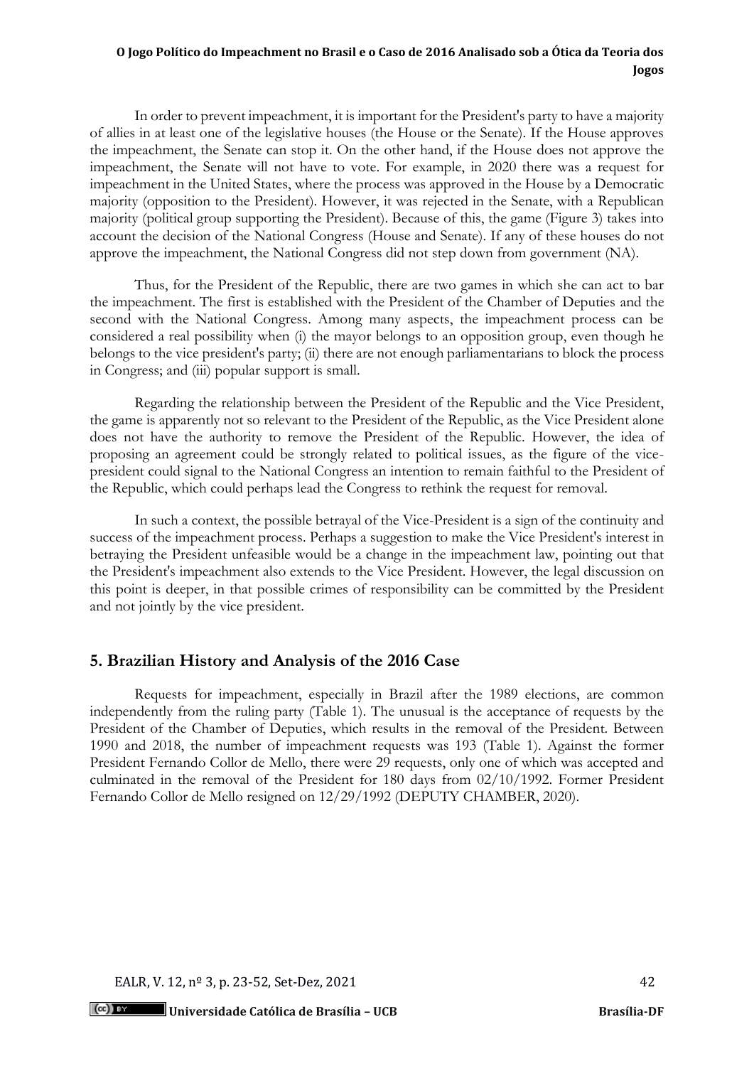In order to prevent impeachment, it is important for the President's party to have a majority of allies in at least one of the legislative houses (the House or the Senate). If the House approves the impeachment, the Senate can stop it. On the other hand, if the House does not approve the impeachment, the Senate will not have to vote. For example, in 2020 there was a request for impeachment in the United States, where the process was approved in the House by a Democratic majority (opposition to the President). However, it was rejected in the Senate, with a Republican majority (political group supporting the President). Because of this, the game (Figure 3) takes into account the decision of the National Congress (House and Senate). If any of these houses do not approve the impeachment, the National Congress did not step down from government (NA).

Thus, for the President of the Republic, there are two games in which she can act to bar the impeachment. The first is established with the President of the Chamber of Deputies and the second with the National Congress. Among many aspects, the impeachment process can be considered a real possibility when (i) the mayor belongs to an opposition group, even though he belongs to the vice president's party; (ii) there are not enough parliamentarians to block the process in Congress; and (iii) popular support is small.

Regarding the relationship between the President of the Republic and the Vice President, the game is apparently not so relevant to the President of the Republic, as the Vice President alone does not have the authority to remove the President of the Republic. However, the idea of proposing an agreement could be strongly related to political issues, as the figure of the vice-president could signal to the National Congress an intention to remain faithful to the President of the Republic, which could perhaps lead the Congress to rethink the request for removal.

In such a context, the possible betrayal of the Vice-President is a sign of the continuity and success of the impeachment process. Perhaps a suggestion to make the Vice President's interest in betraying the President unfeasible would be a change in the impeachment law, pointing out that the President's impeachment also extends to the Vice President. However, the legal discussion on this point is deeper, in that possible crimes of responsibility can be committed by the President and not jointly by the vice president.

## 5. Brazilian History and Analysis of the 2016 Case

Requests for impeachment, especially in Brazil after the 1989 elections, are common independently from the ruling party (Table 1). The unusual is the acceptance of requests by the President of the Chamber of Deputies, which results in the removal of the President. Between 1990 and 2018, the number of impeachment requests was 193 (Table 1). Against the former President Fernando Collor de Mello, there were 29 requests, only one of which was accepted and culminated in the removal of the President for 180 days from 02/10/1992. Former President Fernando Collor de Mello resigned on 12/29/1992 (DEPUTY CHAMBER, 2020).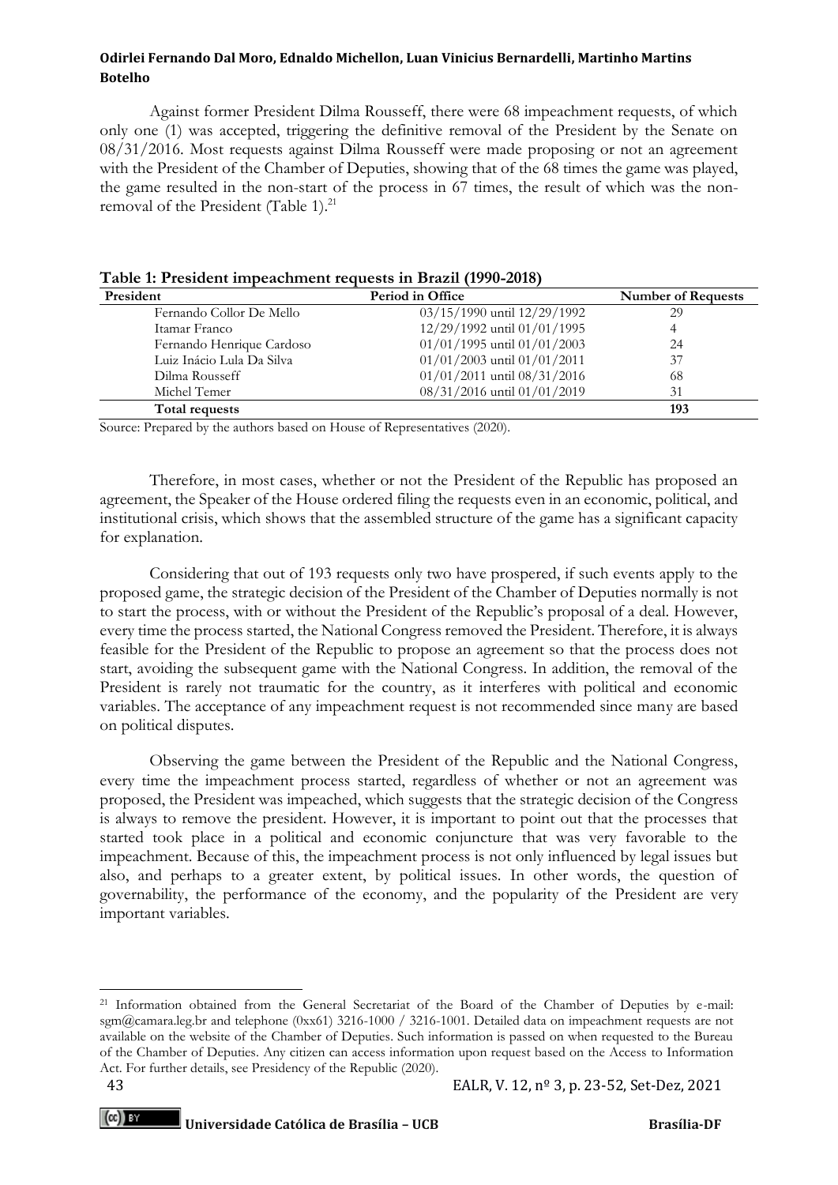Against former President Dilma Rousseff, there were 68 impeachment requests, of which only one (1) was accepted, triggering the definitive removal of the President by the Senate on 08/31/2016. Most requests against Dilma Rousseff were made proposing or not an agreement with the President of the Chamber of Deputies, showing that of the 68 times the game was played, the game resulted in the non-start of the process in 67 times, the result of which was the non-removal of the President (Table 1).[21]

**Table 1: President impeachment requests in Brazil (1990-2018)**

| President | Period in Office | Number of Requests |
|---|---|---|
| Fernando Collor De Mello | 03/15/1990 until 12/29/1992 | 29 |
| Itamar Franco | 12/29/1992 until 01/01/1995 | 4 |
| Fernando Henrique Cardoso | 01/01/1995 until 01/01/2003 | 24 |
| Luiz Inácio Lula Da Silva | 01/01/2003 until 01/01/2011 | 37 |
| Dilma Rousseff | 01/01/2011 until 08/31/2016 | 68 |
| Michel Temer | 08/31/2016 until 01/01/2019 | 31 |
| **Total requests** | | **193** |

Source: Prepared by the authors based on House of Representatives (2020).

Therefore, in most cases, whether or not the President of the Republic has proposed an agreement, the Speaker of the House ordered filing the requests even in an economic, political, and institutional crisis, which shows that the assembled structure of the game has a significant capacity for explanation.

Considering that out of 193 requests only two have prospered, if such events apply to the proposed game, the strategic decision of the President of the Chamber of Deputies normally is not to start the process, with or without the President of the Republic's proposal of a deal. However, every time the process started, the National Congress removed the President. Therefore, it is always feasible for the President of the Republic to propose an agreement so that the process does not start, avoiding the subsequent game with the National Congress. In addition, the removal of the President is rarely not traumatic for the country, as it interferes with political and economic variables. The acceptance of any impeachment request is not recommended since many are based on political disputes.

Observing the game between the President of the Republic and the National Congress, every time the impeachment process started, regardless of whether or not an agreement was proposed, the President was impeached, which suggests that the strategic decision of the Congress is always to remove the president. However, it is important to point out that the processes that started took place in a political and economic conjuncture that was very favorable to the impeachment. Because of this, the impeachment process is not only influenced by legal issues but also, and perhaps to a greater extent, by political issues. In other words, the question of governability, the performance of the economy, and the popularity of the President are very important variables.

[21] Information obtained from the General Secretariat of the Board of the Chamber of Deputies by e-mail: sgm@camara.leg.br and telephone (0xx61) 3216-1000 / 3216-1001. Detailed data on impeachment requests are not available on the website of the Chamber of Deputies. Such information is passed on when requested to the Bureau of the Chamber of Deputies. Any citizen can access information upon request based on the Access to Information Act. For further details, see Presidency of the Republic (2020).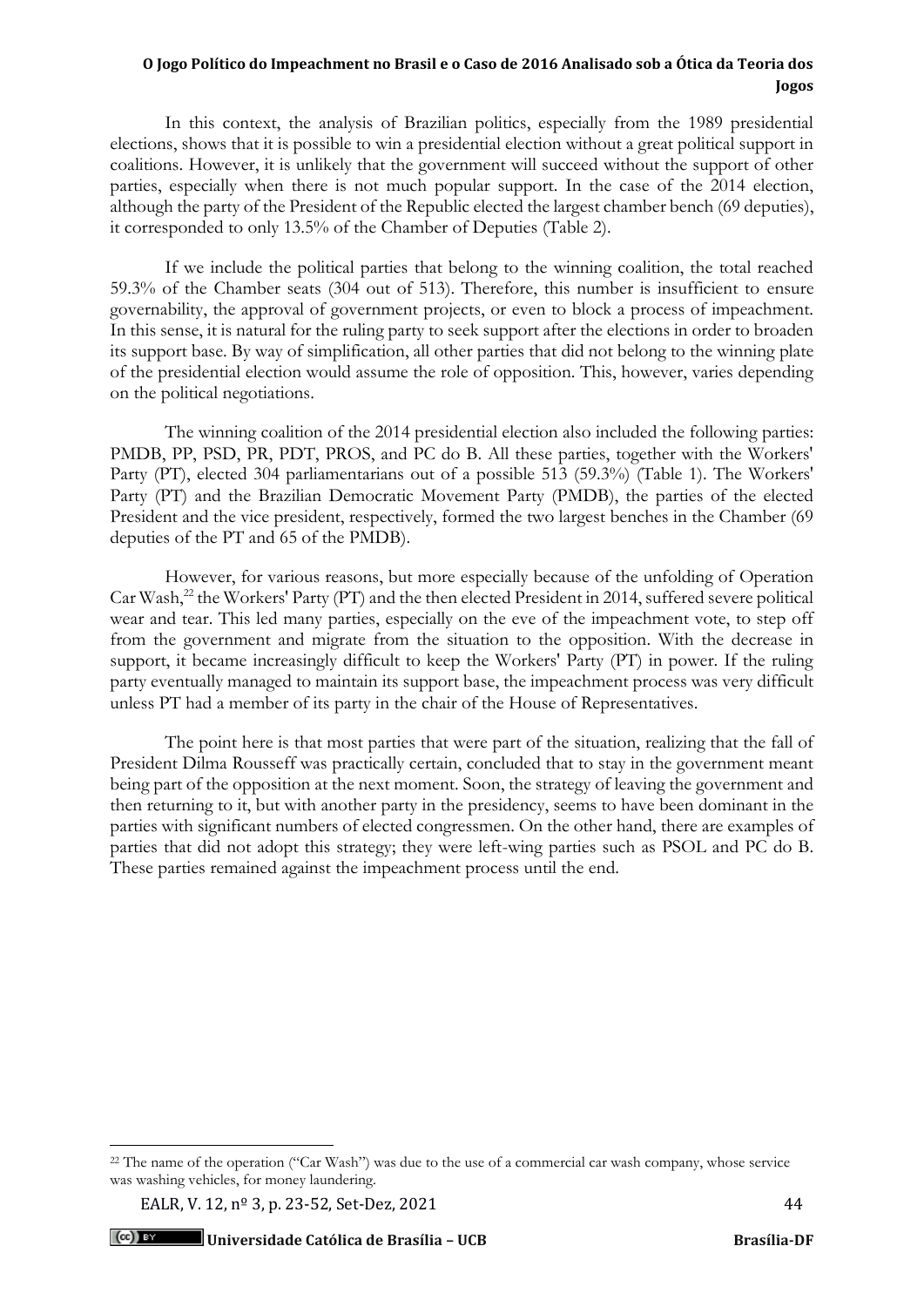In this context, the analysis of Brazilian politics, especially from the 1989 presidential elections, shows that it is possible to win a presidential election without a great political support in coalitions. However, it is unlikely that the government will succeed without the support of other parties, especially when there is not much popular support. In the case of the 2014 election, although the party of the President of the Republic elected the largest chamber bench (69 deputies), it corresponded to only 13.5% of the Chamber of Deputies (Table 2).

If we include the political parties that belong to the winning coalition, the total reached 59.3% of the Chamber seats (304 out of 513). Therefore, this number is insufficient to ensure governability, the approval of government projects, or even to block a process of impeachment. In this sense, it is natural for the ruling party to seek support after the elections in order to broaden its support base. By way of simplification, all other parties that did not belong to the winning plate of the presidential election would assume the role of opposition. This, however, varies depending on the political negotiations.

The winning coalition of the 2014 presidential election also included the following parties: PMDB, PP, PSD, PR, PDT, PROS, and PC do B. All these parties, together with the Workers' Party (PT), elected 304 parliamentarians out of a possible 513 (59.3%) (Table 1). The Workers' Party (PT) and the Brazilian Democratic Movement Party (PMDB), the parties of the elected President and the vice president, respectively, formed the two largest benches in the Chamber (69 deputies of the PT and 65 of the PMDB).

However, for various reasons, but more especially because of the unfolding of Operation Car Wash,[22] the Workers' Party (PT) and the then elected President in 2014, suffered severe political wear and tear. This led many parties, especially on the eve of the impeachment vote, to step off from the government and migrate from the situation to the opposition. With the decrease in support, it became increasingly difficult to keep the Workers' Party (PT) in power. If the ruling party eventually managed to maintain its support base, the impeachment process was very difficult unless PT had a member of its party in the chair of the House of Representatives.

The point here is that most parties that were part of the situation, realizing that the fall of President Dilma Rousseff was practically certain, concluded that to stay in the government meant being part of the opposition at the next moment. Soon, the strategy of leaving the government and then returning to it, but with another party in the presidency, seems to have been dominant in the parties with significant numbers of elected congressmen. On the other hand, there are examples of parties that did not adopt this strategy; they were left-wing parties such as PSOL and PC do B. These parties remained against the impeachment process until the end.

---

[22] The name of the operation ("Car Wash") was due to the use of a commercial car wash company, whose service was washing vehicles, for money laundering.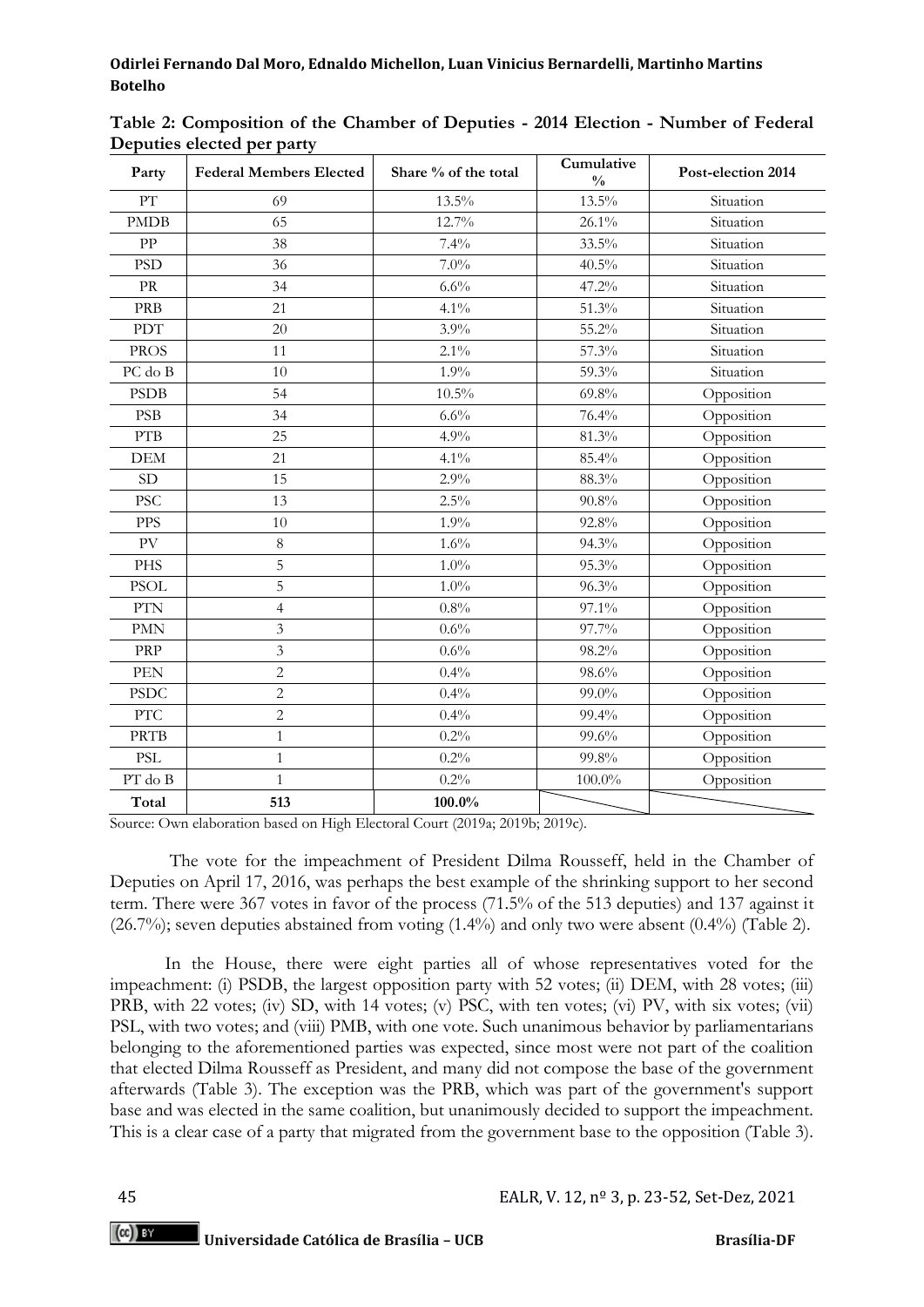**Table 2: Composition of the Chamber of Deputies - 2014 Election - Number of Federal Deputies elected per party**

| Party | Federal Members Elected | Share % of the total | Cumulative % | Post-election 2014 |
|---|---|---|---|---|
| PT | 69 | 13.5% | 13.5% | Situation |
| PMDB | 65 | 12.7% | 26.1% | Situation |
| PP | 38 | 7.4% | 33.5% | Situation |
| PSD | 36 | 7.0% | 40.5% | Situation |
| PR | 34 | 6.6% | 47.2% | Situation |
| PRB | 21 | 4.1% | 51.3% | Situation |
| PDT | 20 | 3.9% | 55.2% | Situation |
| PROS | 11 | 2.1% | 57.3% | Situation |
| PC do B | 10 | 1.9% | 59.3% | Situation |
| PSDB | 54 | 10.5% | 69.8% | Opposition |
| PSB | 34 | 6.6% | 76.4% | Opposition |
| PTB | 25 | 4.9% | 81.3% | Opposition |
| DEM | 21 | 4.1% | 85.4% | Opposition |
| SD | 15 | 2.9% | 88.3% | Opposition |
| PSC | 13 | 2.5% | 90.8% | Opposition |
| PPS | 10 | 1.9% | 92.8% | Opposition |
| PV | 8 | 1.6% | 94.3% | Opposition |
| PHS | 5 | 1.0% | 95.3% | Opposition |
| PSOL | 5 | 1.0% | 96.3% | Opposition |
| PTN | 4 | 0.8% | 97.1% | Opposition |
| PMN | 3 | 0.6% | 97.7% | Opposition |
| PRP | 3 | 0.6% | 98.2% | Opposition |
| PEN | 2 | 0.4% | 98.6% | Opposition |
| PSDC | 2 | 0.4% | 99.0% | Opposition |
| PTC | 2 | 0.4% | 99.4% | Opposition |
| PRTB | 1 | 0.2% | 99.6% | Opposition |
| PSL | 1 | 0.2% | 99.8% | Opposition |
| PT do B | 1 | 0.2% | 100.0% | Opposition |
| **Total** | **513** | **100.0%** | | |

Source: Own elaboration based on High Electoral Court (2019a; 2019b; 2019c).

The vote for the impeachment of President Dilma Rousseff, held in the Chamber of Deputies on April 17, 2016, was perhaps the best example of the shrinking support to her second term. There were 367 votes in favor of the process (71.5% of the 513 deputies) and 137 against it (26.7%); seven deputies abstained from voting (1.4%) and only two were absent (0.4%) (Table 2).

In the House, there were eight parties all of whose representatives voted for the impeachment: (i) PSDB, the largest opposition party with 52 votes; (ii) DEM, with 28 votes; (iii) PRB, with 22 votes; (iv) SD, with 14 votes; (v) PSC, with ten votes; (vi) PV, with six votes; (vii) PSL, with two votes; and (viii) PMB, with one vote. Such unanimous behavior by parliamentarians belonging to the aforementioned parties was expected, since most were not part of the coalition that elected Dilma Rousseff as President, and many did not compose the base of the government afterwards (Table 3). The exception was the PRB, which was part of the government's support base and was elected in the same coalition, but unanimously decided to support the impeachment. This is a clear case of a party that migrated from the government base to the opposition (Table 3).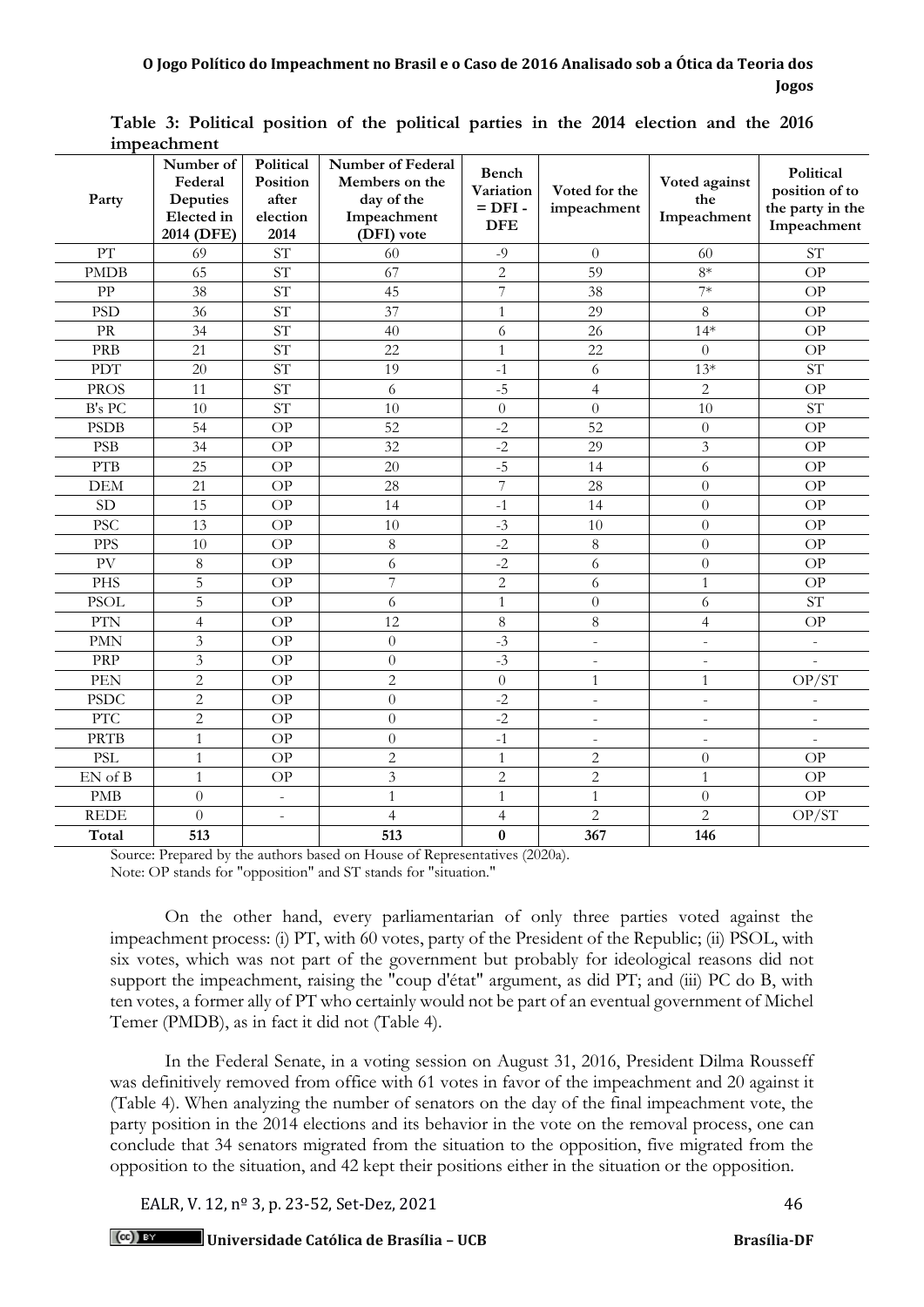**Table 3: Political position of the political parties in the 2014 election and the 2016 impeachment**

| Party | Number of Federal Deputies Elected in 2014 (DFE) | Political Position after election 2014 | Number of Federal Members on the day of the Impeachment (DFI) vote | Bench Variation = DFI - DFE | Voted for the impeachment | Voted against the Impeachment | Political position of to the party in the Impeachment |
|---|---|---|---|---|---|---|---|
| PT | 69 | ST | 60 | -9 | 0 | 60 | ST |
| PMDB | 65 | ST | 67 | 2 | 59 | 8* | OP |
| PP | 38 | ST | 45 | 7 | 38 | 7* | OP |
| PSD | 36 | ST | 37 | 1 | 29 | 8 | OP |
| PR | 34 | ST | 40 | 6 | 26 | 14* | OP |
| PRB | 21 | ST | 22 | 1 | 22 | 0 | OP |
| PDT | 20 | ST | 19 | -1 | 6 | 13* | ST |
| PROS | 11 | ST | 6 | -5 | 4 | 2 | OP |
| B's PC | 10 | ST | 10 | 0 | 0 | 10 | ST |
| PSDB | 54 | OP | 52 | -2 | 52 | 0 | OP |
| PSB | 34 | OP | 32 | -2 | 29 | 3 | OP |
| PTB | 25 | OP | 20 | -5 | 14 | 6 | OP |
| DEM | 21 | OP | 28 | 7 | 28 | 0 | OP |
| SD | 15 | OP | 14 | -1 | 14 | 0 | OP |
| PSC | 13 | OP | 10 | -3 | 10 | 0 | OP |
| PPS | 10 | OP | 8 | -2 | 8 | 0 | OP |
| PV | 8 | OP | 6 | -2 | 6 | 0 | OP |
| PHS | 5 | OP | 7 | 2 | 6 | 1 | OP |
| PSOL | 5 | OP | 6 | 1 | 0 | 6 | ST |
| PTN | 4 | OP | 12 | 8 | 8 | 4 | OP |
| PMN | 3 | OP | 0 | -3 | - | - | - |
| PRP | 3 | OP | 0 | -3 | - | - | - |
| PEN | 2 | OP | 2 | 0 | 1 | 1 | OP/ST |
| PSDC | 2 | OP | 0 | -2 | - | - | - |
| PTC | 2 | OP | 0 | -2 | - | - | - |
| PRTB | 1 | OP | 0 | -1 | - | - | - |
| PSL | 1 | OP | 2 | 1 | 2 | 0 | OP |
| EN of B | 1 | OP | 3 | 2 | 2 | 1 | OP |
| PMB | 0 | - | 1 | 1 | 1 | 0 | OP |
| REDE | 0 | - | 4 | 4 | 2 | 2 | OP/ST |
| **Total** | **513** | | **513** | **0** | **367** | **146** | |

Source: Prepared by the authors based on House of Representatives (2020a).
Note: OP stands for "opposition" and ST stands for "situation."

On the other hand, every parliamentarian of only three parties voted against the impeachment process: (i) PT, with 60 votes, party of the President of the Republic; (ii) PSOL, with six votes, which was not part of the government but probably for ideological reasons did not support the impeachment, raising the "coup d'état" argument, as did PT; and (iii) PC do B, with ten votes, a former ally of PT who certainly would not be part of an eventual government of Michel Temer (PMDB), as in fact it did not (Table 4).

In the Federal Senate, in a voting session on August 31, 2016, President Dilma Rousseff was definitively removed from office with 61 votes in favor of the impeachment and 20 against it (Table 4). When analyzing the number of senators on the day of the final impeachment vote, the party position in the 2014 elections and its behavior in the vote on the removal process, one can conclude that 34 senators migrated from the situation to the opposition, five migrated from the opposition to the situation, and 42 kept their positions either in the situation or the opposition.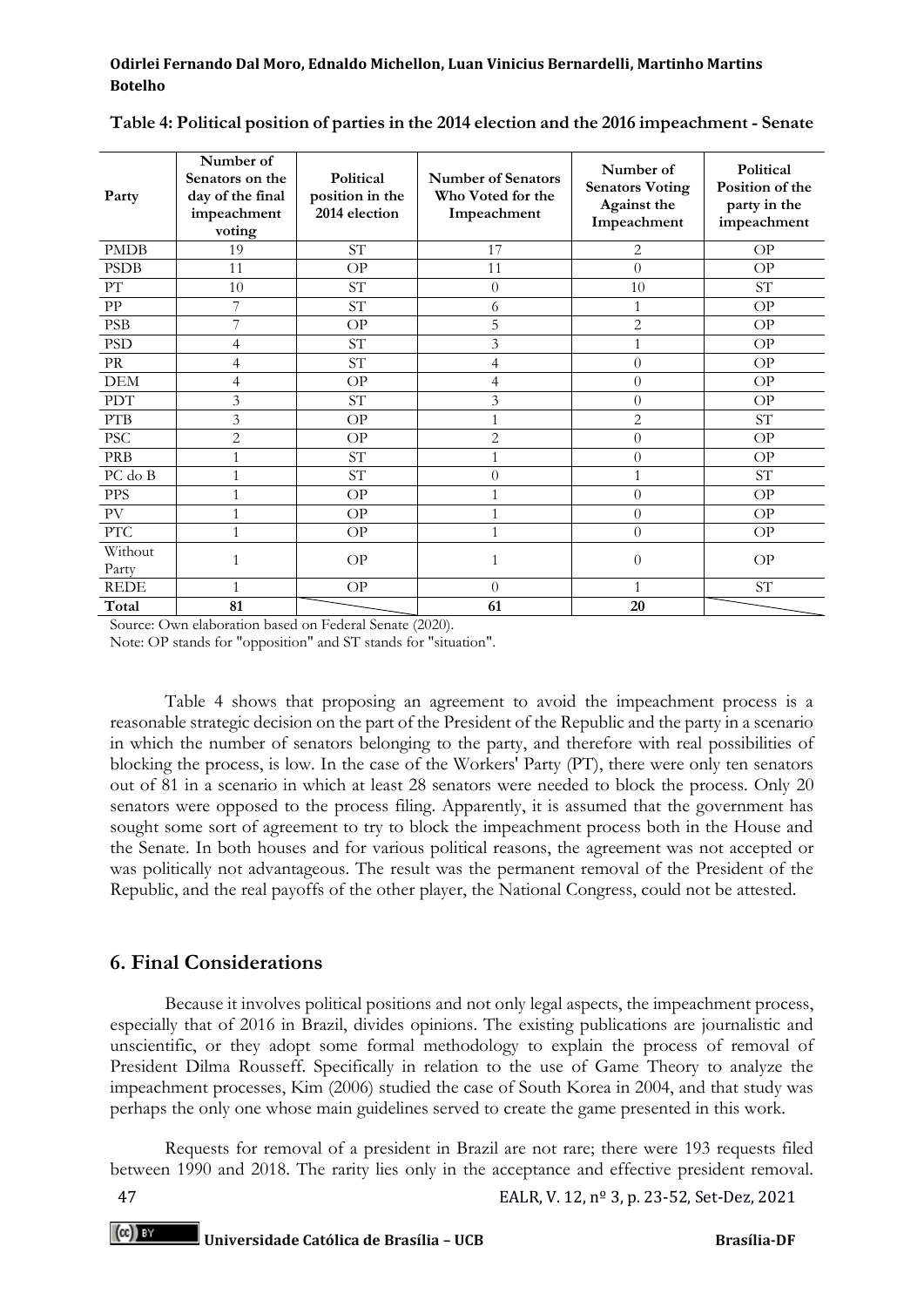**Table 4: Political position of parties in the 2014 election and the 2016 impeachment - Senate**

| Party | Number of Senators on the day of the final impeachment voting | Political position in the 2014 election | Number of Senators Who Voted for the Impeachment | Number of Senators Voting Against the Impeachment | Political Position of the party in the impeachment |
|---|---|---|---|---|---|
| PMDB | 19 | ST | 17 | 2 | OP |
| PSDB | 11 | OP | 11 | 0 | OP |
| PT | 10 | ST | 0 | 10 | ST |
| PP | 7 | ST | 6 | 1 | OP |
| PSB | 7 | OP | 5 | 2 | OP |
| PSD | 4 | ST | 3 | 1 | OP |
| PR | 4 | ST | 4 | 0 | OP |
| DEM | 4 | OP | 4 | 0 | OP |
| PDT | 3 | ST | 3 | 0 | OP |
| PTB | 3 | OP | 1 | 2 | ST |
| PSC | 2 | OP | 2 | 0 | OP |
| PRB | 1 | ST | 1 | 0 | OP |
| PC do B | 1 | ST | 0 | 1 | ST |
| PPS | 1 | OP | 1 | 0 | OP |
| PV | 1 | OP | 1 | 0 | OP |
| PTC | 1 | OP | 1 | 0 | OP |
| Without Party | 1 | OP | 1 | 0 | OP |
| REDE | 1 | OP | 0 | 1 | ST |
| **Total** | **81** | | **61** | **20** | |

Source: Own elaboration based on Federal Senate (2020).
Note: OP stands for "opposition" and ST stands for "situation".

Table 4 shows that proposing an agreement to avoid the impeachment process is a reasonable strategic decision on the part of the President of the Republic and the party in a scenario in which the number of senators belonging to the party, and therefore with real possibilities of blocking the process, is low. In the case of the Workers' Party (PT), there were only ten senators out of 81 in a scenario in which at least 28 senators were needed to block the process. Only 20 senators were opposed to the process filing. Apparently, it is assumed that the government has sought some sort of agreement to try to block the impeachment process both in the House and the Senate. In both houses and for various political reasons, the agreement was not accepted or was politically not advantageous. The result was the permanent removal of the President of the Republic, and the real payoffs of the other player, the National Congress, could not be attested.

## 6. Final Considerations

Because it involves political positions and not only legal aspects, the impeachment process, especially that of 2016 in Brazil, divides opinions. The existing publications are journalistic and unscientific, or they adopt some formal methodology to explain the process of removal of President Dilma Rousseff. Specifically in relation to the use of Game Theory to analyze the impeachment processes, Kim (2006) studied the case of South Korea in 2004, and that study was perhaps the only one whose main guidelines served to create the game presented in this work.

Requests for removal of a president in Brazil are not rare; there were 193 requests filed between 1990 and 2018. The rarity lies only in the acceptance and effective president removal.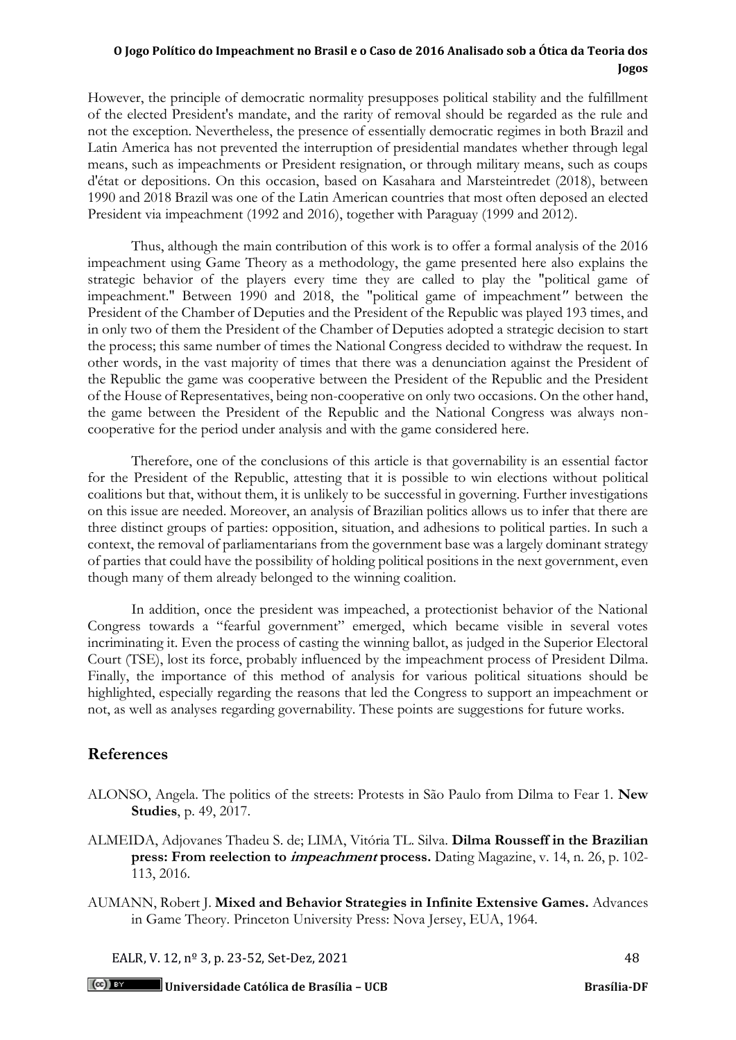However, the principle of democratic normality presupposes political stability and the fulfillment of the elected President's mandate, and the rarity of removal should be regarded as the rule and not the exception. Nevertheless, the presence of essentially democratic regimes in both Brazil and Latin America has not prevented the interruption of presidential mandates whether through legal means, such as impeachments or President resignation, or through military means, such as coups d'état or depositions. On this occasion, based on Kasahara and Marsteintredet (2018), between 1990 and 2018 Brazil was one of the Latin American countries that most often deposed an elected President via impeachment (1992 and 2016), together with Paraguay (1999 and 2012).

Thus, although the main contribution of this work is to offer a formal analysis of the 2016 impeachment using Game Theory as a methodology, the game presented here also explains the strategic behavior of the players every time they are called to play the "political game of impeachment." Between 1990 and 2018, the "political game of impeachment" between the President of the Chamber of Deputies and the President of the Republic was played 193 times, and in only two of them the President of the Chamber of Deputies adopted a strategic decision to start the process; this same number of times the National Congress decided to withdraw the request. In other words, in the vast majority of times that there was a denunciation against the President of the Republic the game was cooperative between the President of the Republic and the President of the House of Representatives, being non-cooperative on only two occasions. On the other hand, the game between the President of the Republic and the National Congress was always non-cooperative for the period under analysis and with the game considered here.

Therefore, one of the conclusions of this article is that governability is an essential factor for the President of the Republic, attesting that it is possible to win elections without political coalitions but that, without them, it is unlikely to be successful in governing. Further investigations on this issue are needed. Moreover, an analysis of Brazilian politics allows us to infer that there are three distinct groups of parties: opposition, situation, and adhesions to political parties. In such a context, the removal of parliamentarians from the government base was a largely dominant strategy of parties that could have the possibility of holding political positions in the next government, even though many of them already belonged to the winning coalition.

In addition, once the president was impeached, a protectionist behavior of the National Congress towards a "fearful government" emerged, which became visible in several votes incriminating it. Even the process of casting the winning ballot, as judged in the Superior Electoral Court (TSE), lost its force, probably influenced by the impeachment process of President Dilma. Finally, the importance of this method of analysis for various political situations should be highlighted, especially regarding the reasons that led the Congress to support an impeachment or not, as well as analyses regarding governability. These points are suggestions for future works.

## References

ALONSO, Angela. The politics of the streets: Protests in São Paulo from Dilma to Fear 1. **New Studies**, p. 49, 2017.

ALMEIDA, Adjovanes Thadeu S. de; LIMA, Vitória TL. Silva. **Dilma Rousseff in the Brazilian press: From reelection to *impeachment* process.** Dating Magazine, v. 14, n. 26, p. 102-113, 2016.

AUMANN, Robert J. **Mixed and Behavior Strategies in Infinite Extensive Games.** Advances in Game Theory. Princeton University Press: Nova Jersey, EUA, 1964.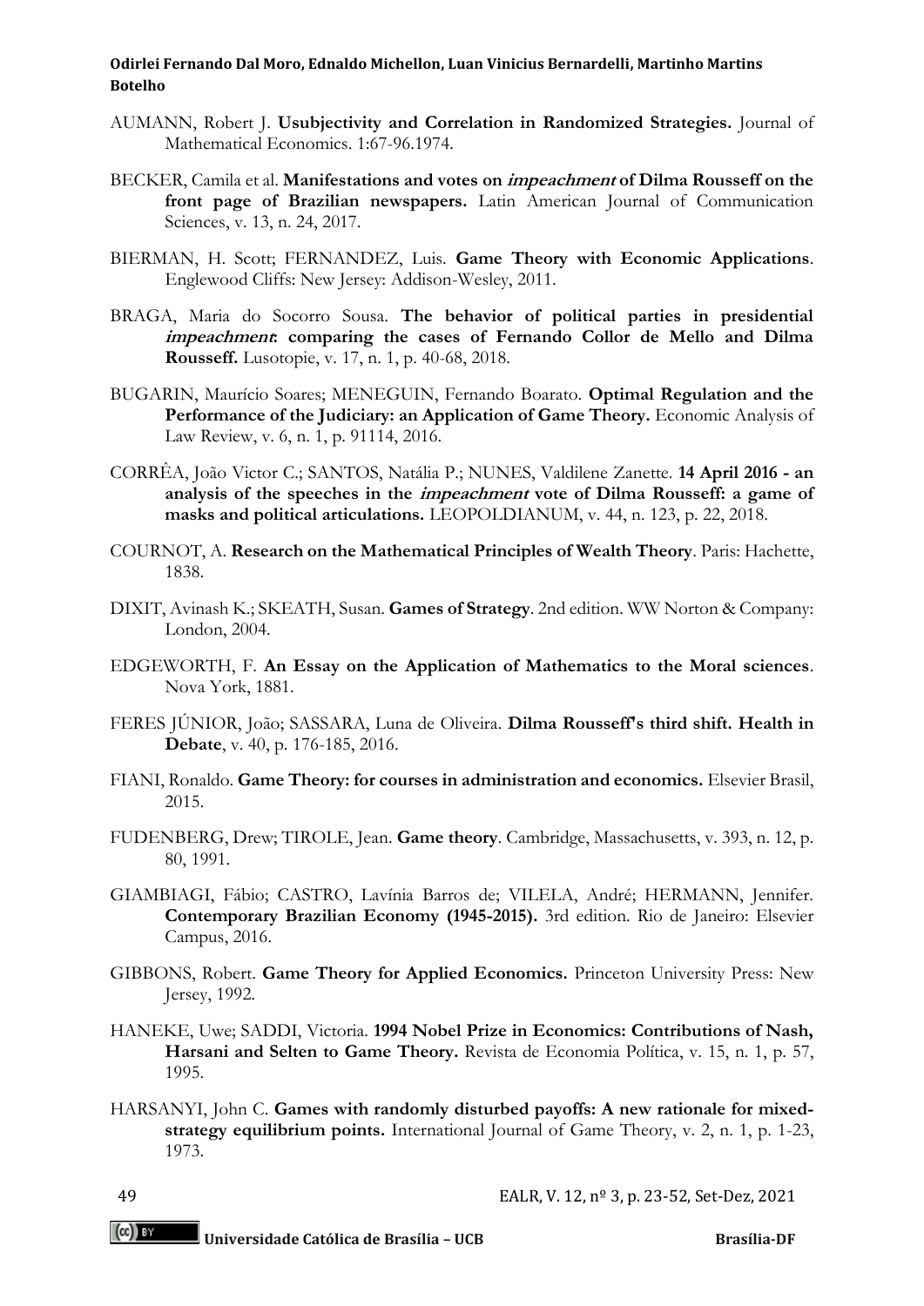AUMANN, Robert J. **Usubjectivity and Correlation in Randomized Strategies.** Journal of Mathematical Economics. 1:67-96.1974.

BECKER, Camila et al. **Manifestations and votes on *impeachment* of Dilma Rousseff on the front page of Brazilian newspapers.** Latin American Journal of Communication Sciences, v. 13, n. 24, 2017.

BIERMAN, H. Scott; FERNANDEZ, Luis. **Game Theory with Economic Applications**. Englewood Cliffs: New Jersey: Addison-Wesley, 2011.

BRAGA, Maria do Socorro Sousa. **The behavior of political parties in presidential *impeachment*: comparing the cases of Fernando Collor de Mello and Dilma Rousseff.** Lusotopie, v. 17, n. 1, p. 40-68, 2018.

BUGARIN, Maurício Soares; MENEGUIN, Fernando Boarato. **Optimal Regulation and the Performance of the Judiciary: an Application of Game Theory.** Economic Analysis of Law Review, v. 6, n. 1, p. 91114, 2016.

CORRÊA, João Victor C.; SANTOS, Natália P.; NUNES, Valdilene Zanette. **14 April 2016 - an analysis of the speeches in the *impeachment* vote of Dilma Rousseff: a game of masks and political articulations.** LEOPOLDIANUM, v. 44, n. 123, p. 22, 2018.

COURNOT, A. **Research on the Mathematical Principles of Wealth Theory**. Paris: Hachette, 1838.

DIXIT, Avinash K.; SKEATH, Susan. **Games of Strategy**. 2nd edition. WW Norton & Company: London, 2004.

EDGEWORTH, F. **An Essay on the Application of Mathematics to the Moral sciences**. Nova York, 1881.

FERES JÚNIOR, João; SASSARA, Luna de Oliveira. **Dilma Rousseff's third shift. Health in Debate**, v. 40, p. 176-185, 2016.

FIANI, Ronaldo. **Game Theory: for courses in administration and economics.** Elsevier Brasil, 2015.

FUDENBERG, Drew; TIROLE, Jean. **Game theory**. Cambridge, Massachusetts, v. 393, n. 12, p. 80, 1991.

GIAMBIAGI, Fábio; CASTRO, Lavínia Barros de; VILELA, André; HERMANN, Jennifer. **Contemporary Brazilian Economy (1945-2015).** 3rd edition. Rio de Janeiro: Elsevier Campus, 2016.

GIBBONS, Robert. **Game Theory for Applied Economics.** Princeton University Press: New Jersey, 1992.

HANEKE, Uwe; SADDI, Victoria. **1994 Nobel Prize in Economics: Contributions of Nash, Harsani and Selten to Game Theory.** Revista de Economia Política, v. 15, n. 1, p. 57, 1995.

HARSANYI, John C. **Games with randomly disturbed payoffs: A new rationale for mixed-strategy equilibrium points.** International Journal of Game Theory, v. 2, n. 1, p. 1-23, 1973.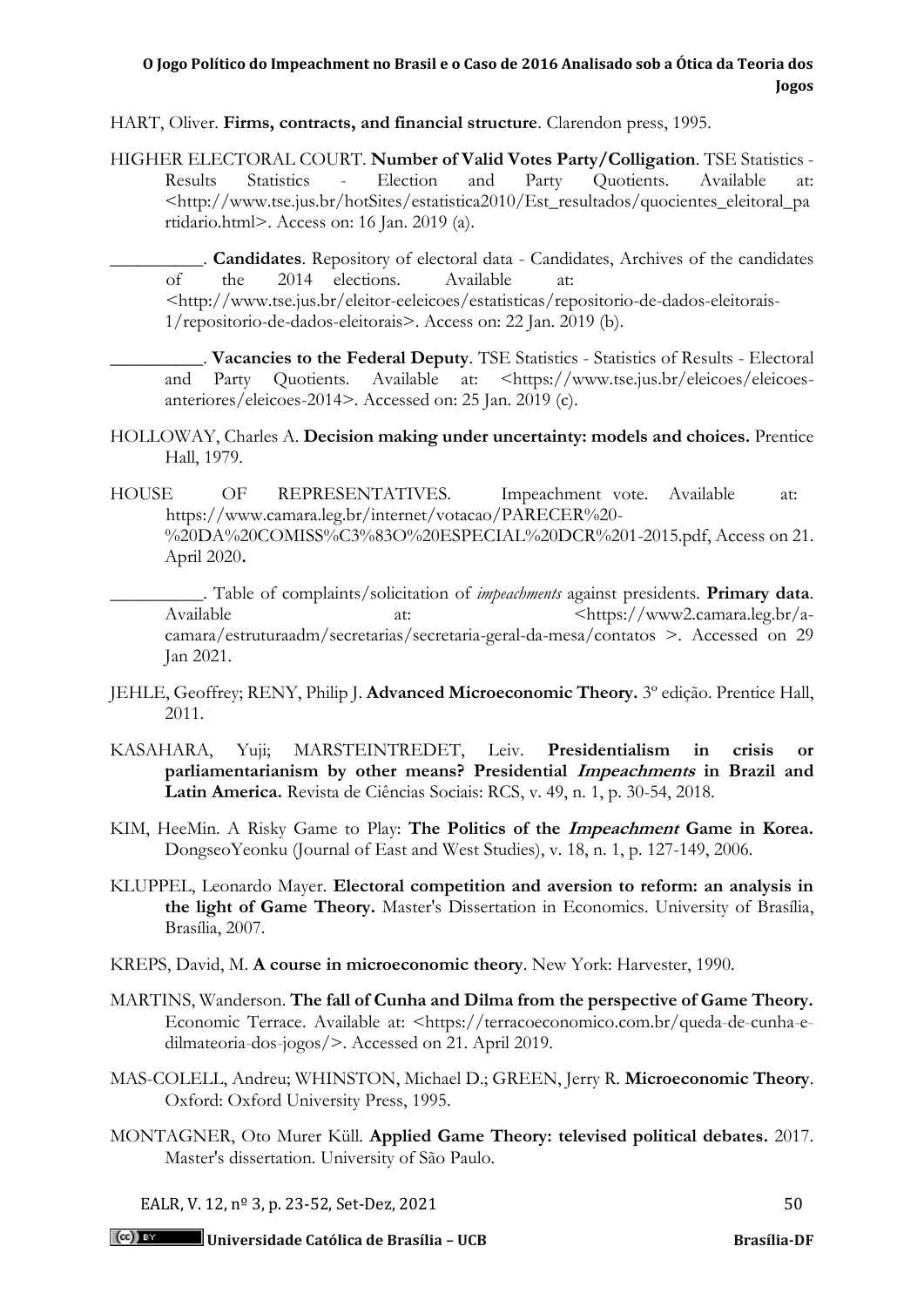HART, Oliver. **Firms, contracts, and financial structure**. Clarendon press, 1995.

HIGHER ELECTORAL COURT. **Number of Valid Votes Party/Colligation**. TSE Statistics - Results Statistics - Election and Party Quotients. Available at: <http://www.tse.jus.br/hotSites/estatistica2010/Est_resultados/quocientes_eleitoral_partidario.html>. Access on: 16 Jan. 2019 (a).

__________. **Candidates**. Repository of electoral data - Candidates, Archives of the candidates of the 2014 elections. Available at: <http://www.tse.jus.br/eleitor-eeleicoes/estatisticas/repositorio-de-dados-eleitorais-1/repositorio-de-dados-eleitorais>. Access on: 22 Jan. 2019 (b).

__________. **Vacancies to the Federal Deputy**. TSE Statistics - Statistics of Results - Electoral and Party Quotients. Available at: <https://www.tse.jus.br/eleicoes/eleicoes-anteriores/eleicoes-2014>. Accessed on: 25 Jan. 2019 (c).

HOLLOWAY, Charles A. **Decision making under uncertainty: models and choices.** Prentice Hall, 1979.

HOUSE OF REPRESENTATIVES. Impeachment vote. Available at: https://www.camara.leg.br/internet/votacao/PARECER%20-%20DA%20COMISS%C3%83O%20ESPECIAL%20DCR%201-2015.pdf, Access on 21. April 2020**.**

__________. Table of complaints/solicitation of *impeachments* against presidents. **Primary data**. Available at: <https://www2.camara.leg.br/a-camara/estruturaadm/secretarias/secretaria-geral-da-mesa/contatos >. Accessed on 29 Jan 2021.

JEHLE, Geoffrey; RENY, Philip J. **Advanced Microeconomic Theory.** 3º edição. Prentice Hall, 2011.

KASAHARA, Yuji; MARSTEINTREDET, Leiv. **Presidentialism in crisis or parliamentarianism by other means? Presidential *Impeachments* in Brazil and Latin America.** Revista de Ciências Sociais: RCS, v. 49, n. 1, p. 30-54, 2018.

KIM, HeeMin. A Risky Game to Play: **The Politics of the *Impeachment* Game in Korea.** DongseoYeonku (Journal of East and West Studies), v. 18, n. 1, p. 127-149, 2006.

KLUPPEL, Leonardo Mayer. **Electoral competition and aversion to reform: an analysis in the light of Game Theory.** Master's Dissertation in Economics. University of Brasília, Brasília, 2007.

KREPS, David, M. **A course in microeconomic theory**. New York: Harvester, 1990.

MARTINS, Wanderson. **The fall of Cunha and Dilma from the perspective of Game Theory.** Economic Terrace. Available at: <https://terracoeconomico.com.br/queda-de-cunha-e-dilmateoria-dos-jogos/>. Accessed on 21. April 2019.

MAS-COLELL, Andreu; WHINSTON, Michael D.; GREEN, Jerry R. **Microeconomic Theory**. Oxford: Oxford University Press, 1995.

MONTAGNER, Oto Murer Küll. **Applied Game Theory: televised political debates.** 2017. Master's dissertation. University of São Paulo.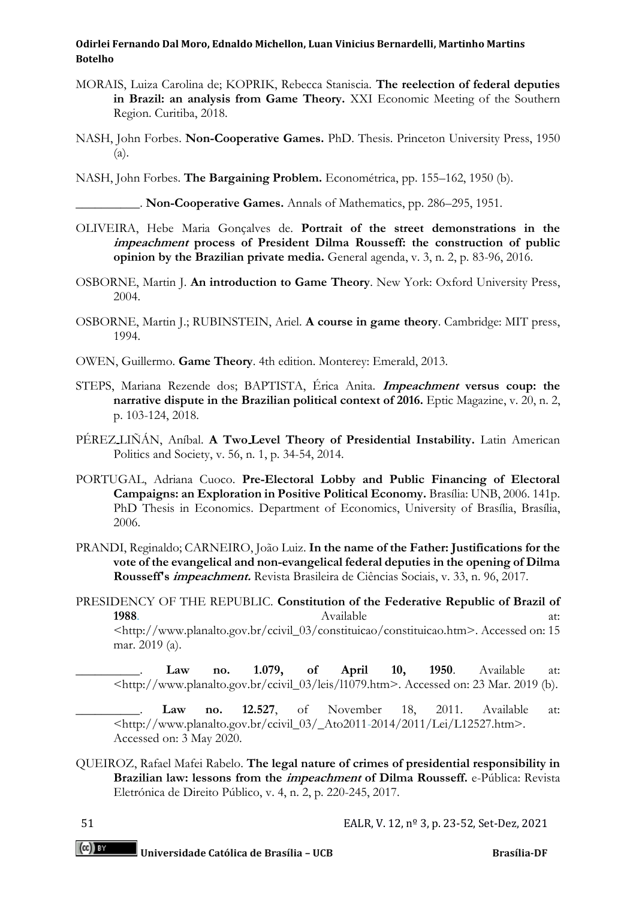MORAIS, Luiza Carolina de; KOPRIK, Rebecca Staniscia. **The reelection of federal deputies in Brazil: an analysis from Game Theory.** XXI Economic Meeting of the Southern Region. Curitiba, 2018.

NASH, John Forbes. **Non-Cooperative Games.** PhD. Thesis. Princeton University Press, 1950 (a).

NASH, John Forbes. **The Bargaining Problem.** Econométrica, pp. 155–162, 1950 (b).

__________. **Non-Cooperative Games.** Annals of Mathematics, pp. 286–295, 1951.

OLIVEIRA, Hebe Maria Gonçalves de. **Portrait of the street demonstrations in the *impeachment* process of President Dilma Rousseff: the construction of public opinion by the Brazilian private media.** General agenda, v. 3, n. 2, p. 83-96, 2016.

OSBORNE, Martin J. **An introduction to Game Theory**. New York: Oxford University Press, 2004.

OSBORNE, Martin J.; RUBINSTEIN, Ariel. **A course in game theory**. Cambridge: MIT press, 1994.

OWEN, Guillermo. **Game Theory**. 4th edition. Monterey: Emerald, 2013.

STEPS, Mariana Rezende dos; BAPTISTA, Érica Anita. ***Impeachment* versus coup: the narrative dispute in the Brazilian political context of 2016.** Eptic Magazine, v. 20, n. 2, p. 103-124, 2018.

PÉREZ_LIÑÁN, Aníbal. **A Two_Level Theory of Presidential Instability.** Latin American Politics and Society, v. 56, n. 1, p. 34-54, 2014.

PORTUGAL, Adriana Cuoco. **Pre-Electoral Lobby and Public Financing of Electoral Campaigns: an Exploration in Positive Political Economy.** Brasília: UNB, 2006. 141p. PhD Thesis in Economics. Department of Economics, University of Brasília, Brasília, 2006.

PRANDI, Reginaldo; CARNEIRO, João Luiz. **In the name of the Father: Justifications for the vote of the evangelical and non-evangelical federal deputies in the opening of Dilma Rousseff's *impeachment.*** Revista Brasileira de Ciências Sociais, v. 33, n. 96, 2017.

PRESIDENCY OF THE REPUBLIC. **Constitution of the Federative Republic of Brazil of 1988**. Available at: <http://www.planalto.gov.br/ccivil_03/constituicao/constituicao.htm>. Accessed on: 15 mar. 2019 (a).

__________. **Law no. 1.079, of April 10, 1950**. Available at: <http://www.planalto.gov.br/ccivil_03/leis/l1079.htm>. Accessed on: 23 Mar. 2019 (b).

__________. **Law no. 12.527**, of November 18, 2011. Available at: <http://www.planalto.gov.br/ccivil_03/_Ato2011-2014/2011/Lei/L12527.htm>. Accessed on: 3 May 2020.

QUEIROZ, Rafael Mafei Rabelo. **The legal nature of crimes of presidential responsibility in Brazilian law: lessons from the *impeachment* of Dilma Rousseff.** e-Pública: Revista Eletrónica de Direito Público, v. 4, n. 2, p. 220-245, 2017.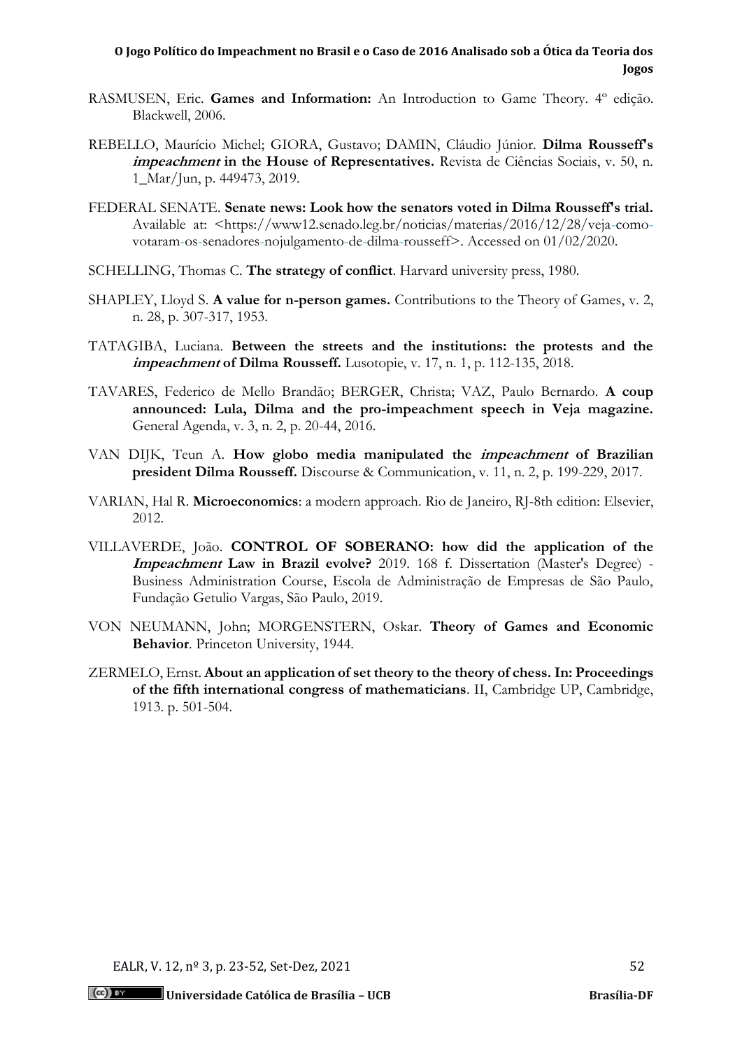RASMUSEN, Eric. **Games and Information:** An Introduction to Game Theory. 4º edição. Blackwell, 2006.

REBELLO, Maurício Michel; GIORA, Gustavo; DAMIN, Cláudio Júnior. **Dilma Rousseff's *impeachment* in the House of Representatives.** Revista de Ciências Sociais, v. 50, n. 1_Mar/Jun, p. 449473, 2019.

FEDERAL SENATE. **Senate news: Look how the senators voted in Dilma Rousseff's trial.** Available at: <https://www12.senado.leg.br/noticias/materias/2016/12/28/veja-como-votaram-os-senadores-nojulgamento-de-dilma-rousseff>. Accessed on 01/02/2020.

SCHELLING, Thomas C. **The strategy of conflict**. Harvard university press, 1980.

SHAPLEY, Lloyd S. **A value for n-person games.** Contributions to the Theory of Games, v. 2, n. 28, p. 307-317, 1953.

TATAGIBA, Luciana. **Between the streets and the institutions: the protests and the *impeachment* of Dilma Rousseff.** Lusotopie, v. 17, n. 1, p. 112-135, 2018.

TAVARES, Federico de Mello Brandão; BERGER, Christa; VAZ, Paulo Bernardo. **A coup announced: Lula, Dilma and the pro-impeachment speech in Veja magazine.** General Agenda, v. 3, n. 2, p. 20-44, 2016.

VAN DIJK, Teun A. **How globo media manipulated the *impeachment* of Brazilian president Dilma Rousseff.** Discourse & Communication, v. 11, n. 2, p. 199-229, 2017.

VARIAN, Hal R. **Microeconomics**: a modern approach. Rio de Janeiro, RJ-8th edition: Elsevier, 2012.

VILLAVERDE, João. **CONTROL OF SOBERANO: how did the application of the *Impeachment* Law in Brazil evolve?** 2019. 168 f. Dissertation (Master's Degree) - Business Administration Course, Escola de Administração de Empresas de São Paulo, Fundação Getulio Vargas, São Paulo, 2019.

VON NEUMANN, John; MORGENSTERN, Oskar. **Theory of Games and Economic Behavior**. Princeton University, 1944.

ZERMELO, Ernst. **About an application of set theory to the theory of chess. In: Proceedings of the fifth international congress of mathematicians**. II, Cambridge UP, Cambridge, 1913. p. 501-504.